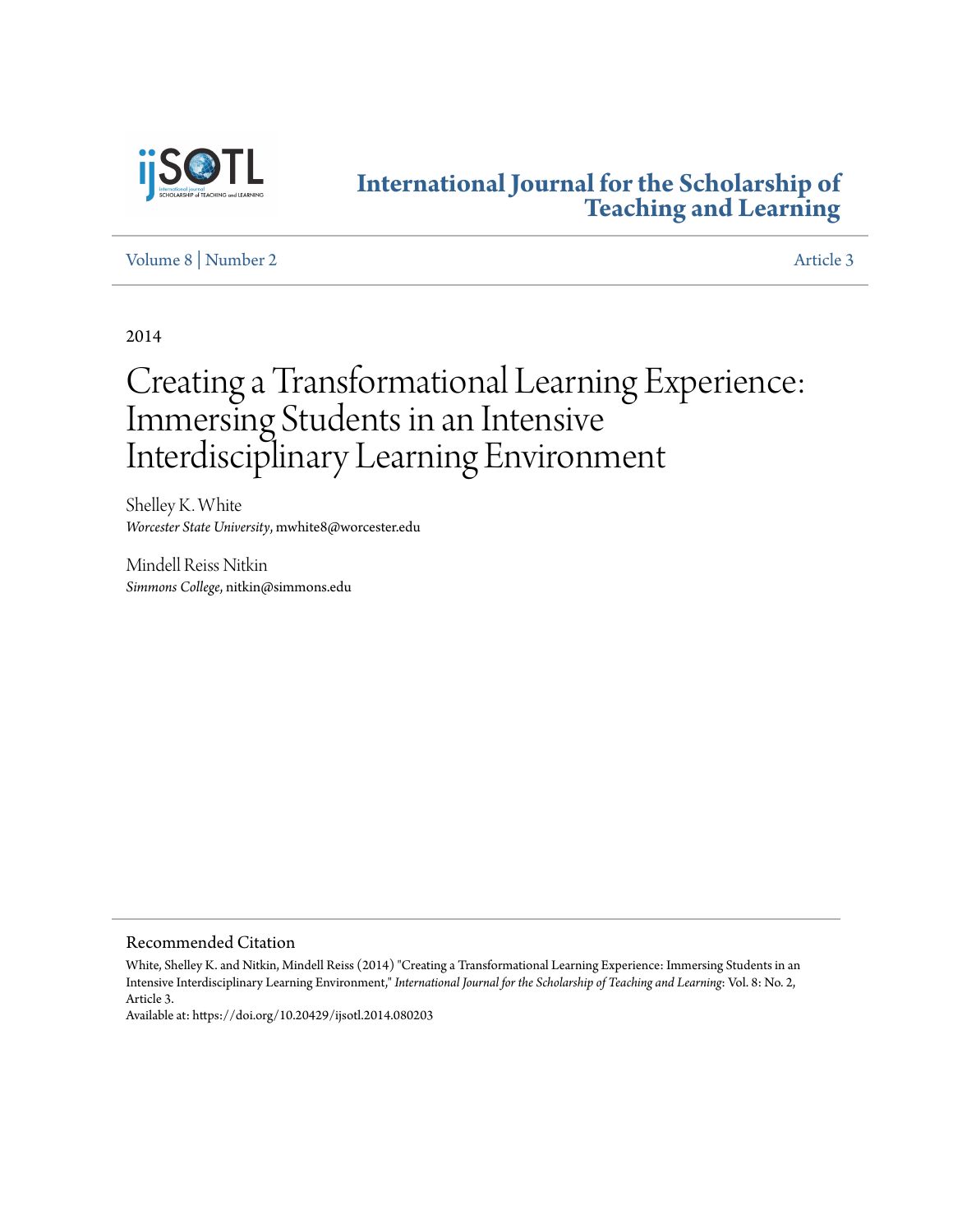# International Journal for the Scholarship of Teaching and Learning

Volume 8 | Number 2 Article 3

2014

# Creating a Transformational Learning Experience: Immersing Students in an Intensive Interdisciplinary Learning Environment

Shelley K. White
*Worcester State University*, mwhite8@worcester.edu

Mindell Reiss Nitkin
*Simmons College*, nitkin@simmons.edu

## Recommended Citation

White, Shelley K. and Nitkin, Mindell Reiss (2014) "Creating a Transformational Learning Experience: Immersing Students in an Intensive Interdisciplinary Learning Environment," *International Journal for the Scholarship of Teaching and Learning*: Vol. 8: No. 2, Article 3.
Available at: https://doi.org/10.20429/ijsotl.2014.080203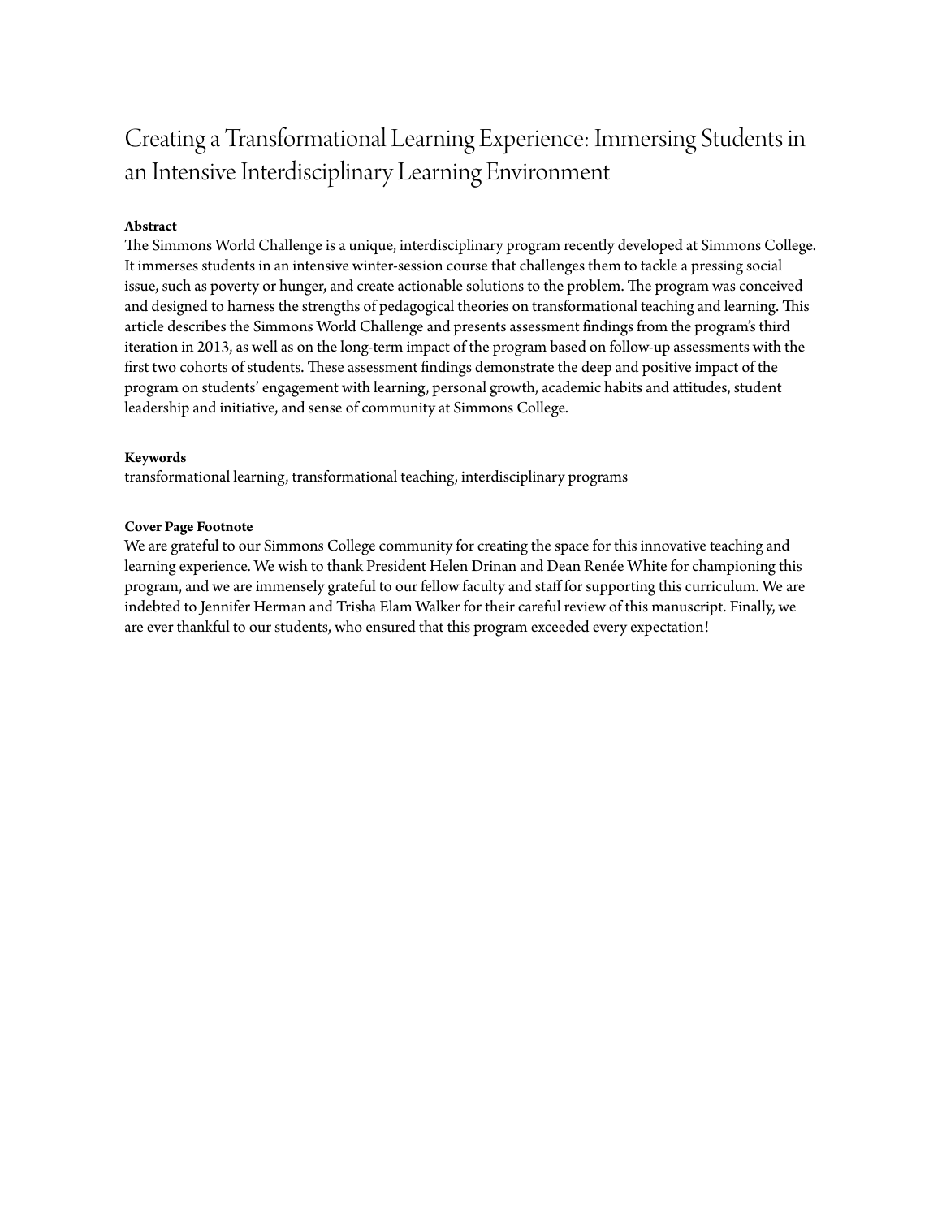# Creating a Transformational Learning Experience: Immersing Students in an Intensive Interdisciplinary Learning Environment

**Abstract**

The Simmons World Challenge is a unique, interdisciplinary program recently developed at Simmons College. It immerses students in an intensive winter-session course that challenges them to tackle a pressing social issue, such as poverty or hunger, and create actionable solutions to the problem. The program was conceived and designed to harness the strengths of pedagogical theories on transformational teaching and learning. This article describes the Simmons World Challenge and presents assessment findings from the program's third iteration in 2013, as well as on the long-term impact of the program based on follow-up assessments with the first two cohorts of students. These assessment findings demonstrate the deep and positive impact of the program on students' engagement with learning, personal growth, academic habits and attitudes, student leadership and initiative, and sense of community at Simmons College.

**Keywords**

transformational learning, transformational teaching, interdisciplinary programs

**Cover Page Footnote**

We are grateful to our Simmons College community for creating the space for this innovative teaching and learning experience. We wish to thank President Helen Drinan and Dean Renée White for championing this program, and we are immensely grateful to our fellow faculty and staff for supporting this curriculum. We are indebted to Jennifer Herman and Trisha Elam Walker for their careful review of this manuscript. Finally, we are ever thankful to our students, who ensured that this program exceeded every expectation!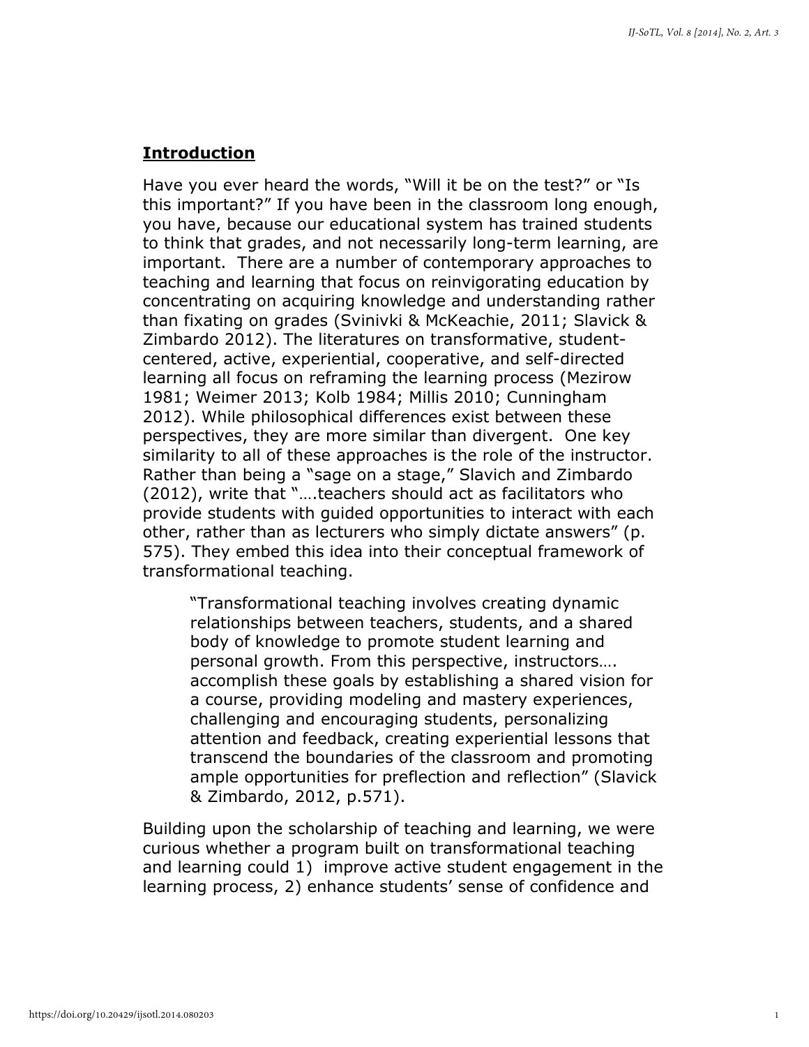## Introduction

Have you ever heard the words, "Will it be on the test?" or "Is this important?" If you have been in the classroom long enough, you have, because our educational system has trained students to think that grades, and not necessarily long-term learning, are important. There are a number of contemporary approaches to teaching and learning that focus on reinvigorating education by concentrating on acquiring knowledge and understanding rather than fixating on grades (Svinivki & McKeachie, 2011; Slavick & Zimbardo 2012). The literatures on transformative, student-centered, active, experiential, cooperative, and self-directed learning all focus on reframing the learning process (Mezirow 1981; Weimer 2013; Kolb 1984; Millis 2010; Cunningham 2012). While philosophical differences exist between these perspectives, they are more similar than divergent. One key similarity to all of these approaches is the role of the instructor. Rather than being a "sage on a stage," Slavich and Zimbardo (2012), write that "….teachers should act as facilitators who provide students with guided opportunities to interact with each other, rather than as lecturers who simply dictate answers" (p. 575). They embed this idea into their conceptual framework of transformational teaching.

> "Transformational teaching involves creating dynamic relationships between teachers, students, and a shared body of knowledge to promote student learning and personal growth. From this perspective, instructors…. accomplish these goals by establishing a shared vision for a course, providing modeling and mastery experiences, challenging and encouraging students, personalizing attention and feedback, creating experiential lessons that transcend the boundaries of the classroom and promoting ample opportunities for preflection and reflection" (Slavick & Zimbardo, 2012, p.571).

Building upon the scholarship of teaching and learning, we were curious whether a program built on transformational teaching and learning could 1) improve active student engagement in the learning process, 2) enhance students' sense of confidence and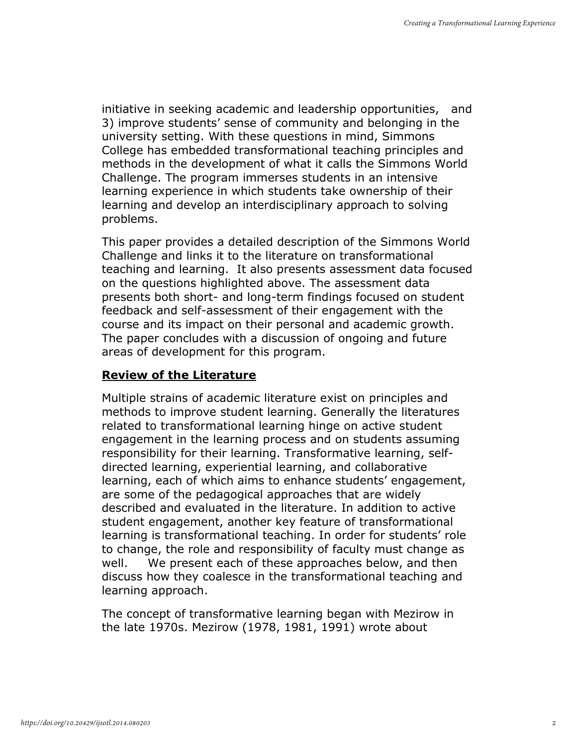initiative in seeking academic and leadership opportunities, and 3) improve students' sense of community and belonging in the university setting. With these questions in mind, Simmons College has embedded transformational teaching principles and methods in the development of what it calls the Simmons World Challenge. The program immerses students in an intensive learning experience in which students take ownership of their learning and develop an interdisciplinary approach to solving problems.

This paper provides a detailed description of the Simmons World Challenge and links it to the literature on transformational teaching and learning. It also presents assessment data focused on the questions highlighted above. The assessment data presents both short- and long-term findings focused on student feedback and self-assessment of their engagement with the course and its impact on their personal and academic growth. The paper concludes with a discussion of ongoing and future areas of development for this program.

## Review of the Literature

Multiple strains of academic literature exist on principles and methods to improve student learning. Generally the literatures related to transformational learning hinge on active student engagement in the learning process and on students assuming responsibility for their learning. Transformative learning, self-directed learning, experiential learning, and collaborative learning, each of which aims to enhance students' engagement, are some of the pedagogical approaches that are widely described and evaluated in the literature. In addition to active student engagement, another key feature of transformational learning is transformational teaching. In order for students' role to change, the role and responsibility of faculty must change as well. We present each of these approaches below, and then discuss how they coalesce in the transformational teaching and learning approach.

The concept of transformative learning began with Mezirow in the late 1970s. Mezirow (1978, 1981, 1991) wrote about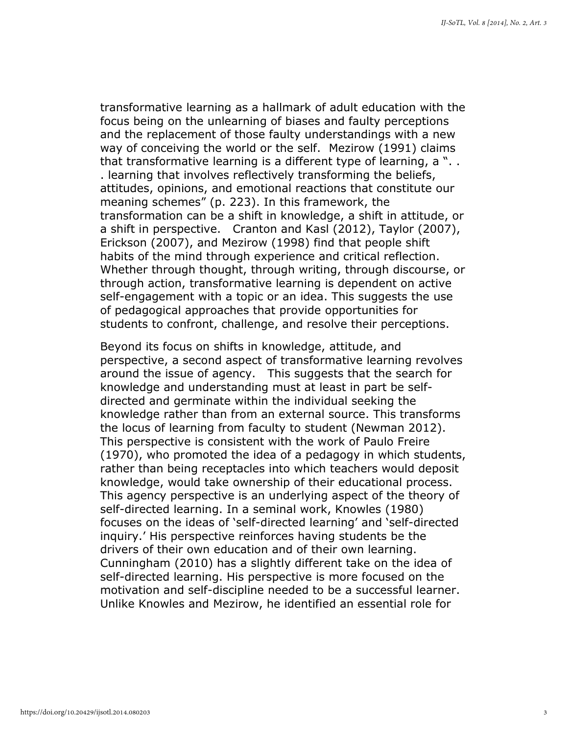transformative learning as a hallmark of adult education with the focus being on the unlearning of biases and faulty perceptions and the replacement of those faulty understandings with a new way of conceiving the world or the self. Mezirow (1991) claims that transformative learning is a different type of learning, a ". . . learning that involves reflectively transforming the beliefs, attitudes, opinions, and emotional reactions that constitute our meaning schemes" (p. 223). In this framework, the transformation can be a shift in knowledge, a shift in attitude, or a shift in perspective. Cranton and Kasl (2012), Taylor (2007), Erickson (2007), and Mezirow (1998) find that people shift habits of the mind through experience and critical reflection. Whether through thought, through writing, through discourse, or through action, transformative learning is dependent on active self-engagement with a topic or an idea. This suggests the use of pedagogical approaches that provide opportunities for students to confront, challenge, and resolve their perceptions.

Beyond its focus on shifts in knowledge, attitude, and perspective, a second aspect of transformative learning revolves around the issue of agency. This suggests that the search for knowledge and understanding must at least in part be self-directed and germinate within the individual seeking the knowledge rather than from an external source. This transforms the locus of learning from faculty to student (Newman 2012). This perspective is consistent with the work of Paulo Freire (1970), who promoted the idea of a pedagogy in which students, rather than being receptacles into which teachers would deposit knowledge, would take ownership of their educational process. This agency perspective is an underlying aspect of the theory of self-directed learning. In a seminal work, Knowles (1980) focuses on the ideas of 'self-directed learning' and 'self-directed inquiry.' His perspective reinforces having students be the drivers of their own education and of their own learning. Cunningham (2010) has a slightly different take on the idea of self-directed learning. His perspective is more focused on the motivation and self-discipline needed to be a successful learner. Unlike Knowles and Mezirow, he identified an essential role for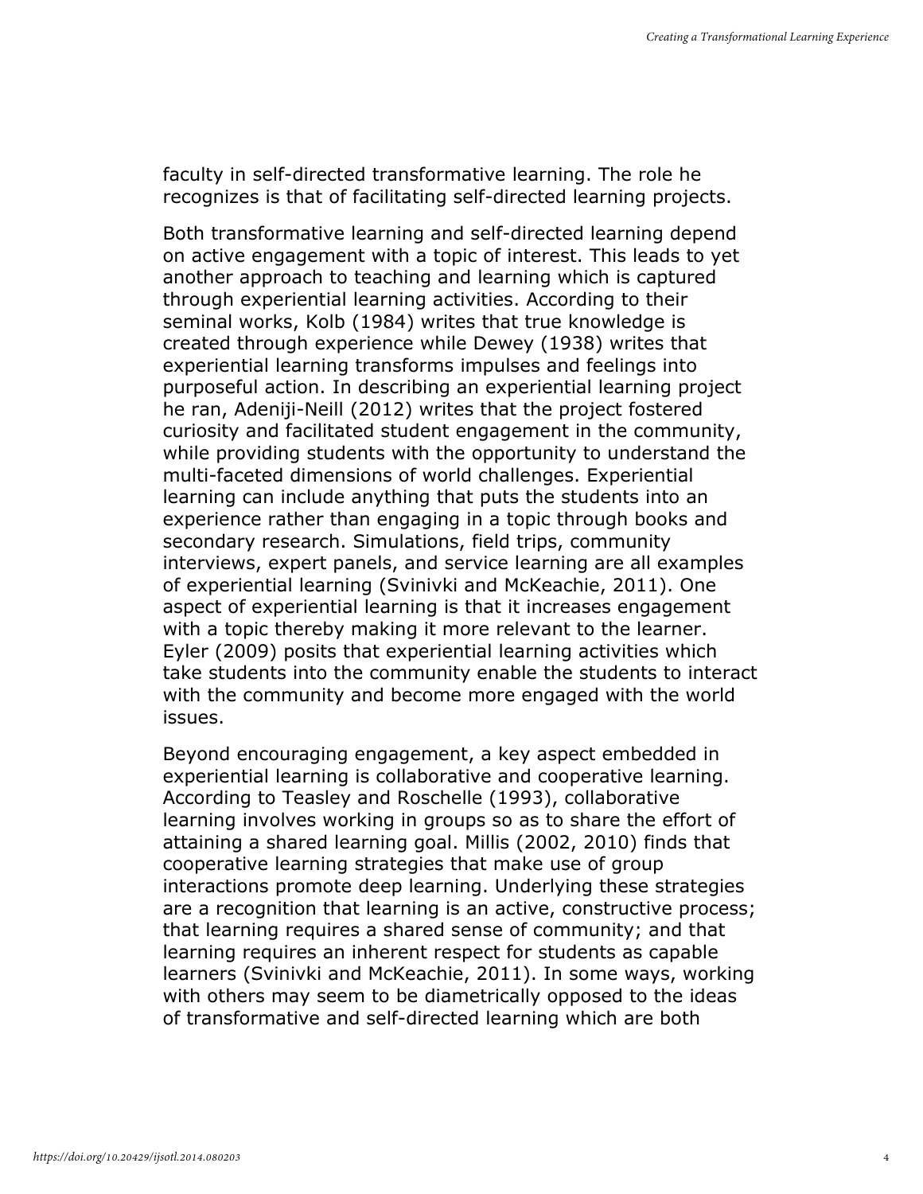faculty in self-directed transformative learning. The role he recognizes is that of facilitating self-directed learning projects.

Both transformative learning and self-directed learning depend on active engagement with a topic of interest. This leads to yet another approach to teaching and learning which is captured through experiential learning activities. According to their seminal works, Kolb (1984) writes that true knowledge is created through experience while Dewey (1938) writes that experiential learning transforms impulses and feelings into purposeful action. In describing an experiential learning project he ran, Adeniji-Neill (2012) writes that the project fostered curiosity and facilitated student engagement in the community, while providing students with the opportunity to understand the multi-faceted dimensions of world challenges. Experiential learning can include anything that puts the students into an experience rather than engaging in a topic through books and secondary research. Simulations, field trips, community interviews, expert panels, and service learning are all examples of experiential learning (Svinivki and McKeachie, 2011). One aspect of experiential learning is that it increases engagement with a topic thereby making it more relevant to the learner. Eyler (2009) posits that experiential learning activities which take students into the community enable the students to interact with the community and become more engaged with the world issues.

Beyond encouraging engagement, a key aspect embedded in experiential learning is collaborative and cooperative learning. According to Teasley and Roschelle (1993), collaborative learning involves working in groups so as to share the effort of attaining a shared learning goal. Millis (2002, 2010) finds that cooperative learning strategies that make use of group interactions promote deep learning. Underlying these strategies are a recognition that learning is an active, constructive process; that learning requires a shared sense of community; and that learning requires an inherent respect for students as capable learners (Svinivki and McKeachie, 2011). In some ways, working with others may seem to be diametrically opposed to the ideas of transformative and self-directed learning which are both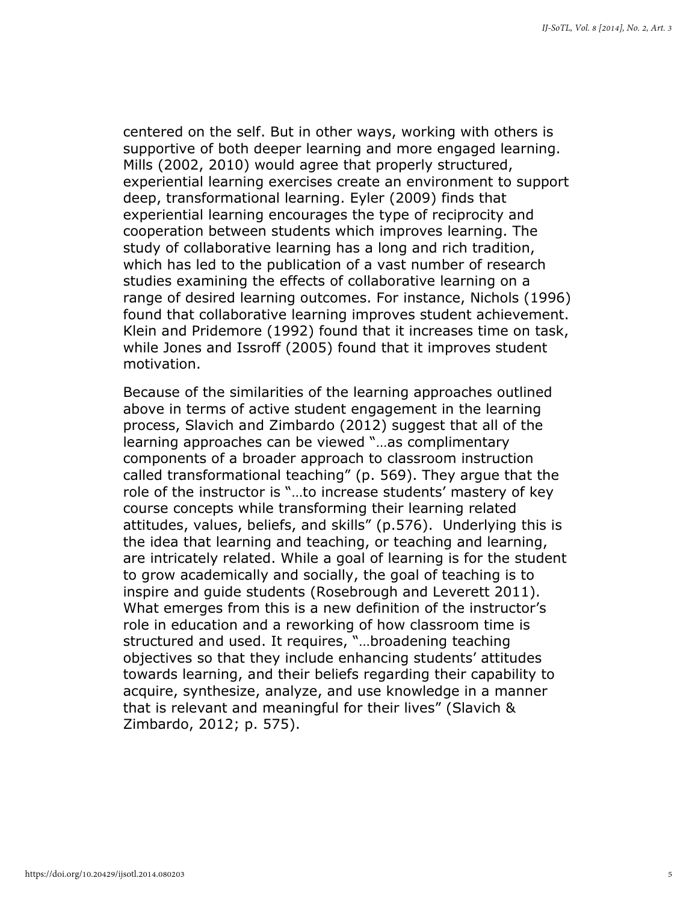centered on the self. But in other ways, working with others is supportive of both deeper learning and more engaged learning. Mills (2002, 2010) would agree that properly structured, experiential learning exercises create an environment to support deep, transformational learning. Eyler (2009) finds that experiential learning encourages the type of reciprocity and cooperation between students which improves learning. The study of collaborative learning has a long and rich tradition, which has led to the publication of a vast number of research studies examining the effects of collaborative learning on a range of desired learning outcomes. For instance, Nichols (1996) found that collaborative learning improves student achievement. Klein and Pridemore (1992) found that it increases time on task, while Jones and Issroff (2005) found that it improves student motivation.

Because of the similarities of the learning approaches outlined above in terms of active student engagement in the learning process, Slavich and Zimbardo (2012) suggest that all of the learning approaches can be viewed "…as complimentary components of a broader approach to classroom instruction called transformational teaching" (p. 569). They argue that the role of the instructor is "…to increase students' mastery of key course concepts while transforming their learning related attitudes, values, beliefs, and skills" (p.576). Underlying this is the idea that learning and teaching, or teaching and learning, are intricately related. While a goal of learning is for the student to grow academically and socially, the goal of teaching is to inspire and guide students (Rosebrough and Leverett 2011). What emerges from this is a new definition of the instructor's role in education and a reworking of how classroom time is structured and used. It requires, "…broadening teaching objectives so that they include enhancing students' attitudes towards learning, and their beliefs regarding their capability to acquire, synthesize, analyze, and use knowledge in a manner that is relevant and meaningful for their lives" (Slavich & Zimbardo, 2012; p. 575).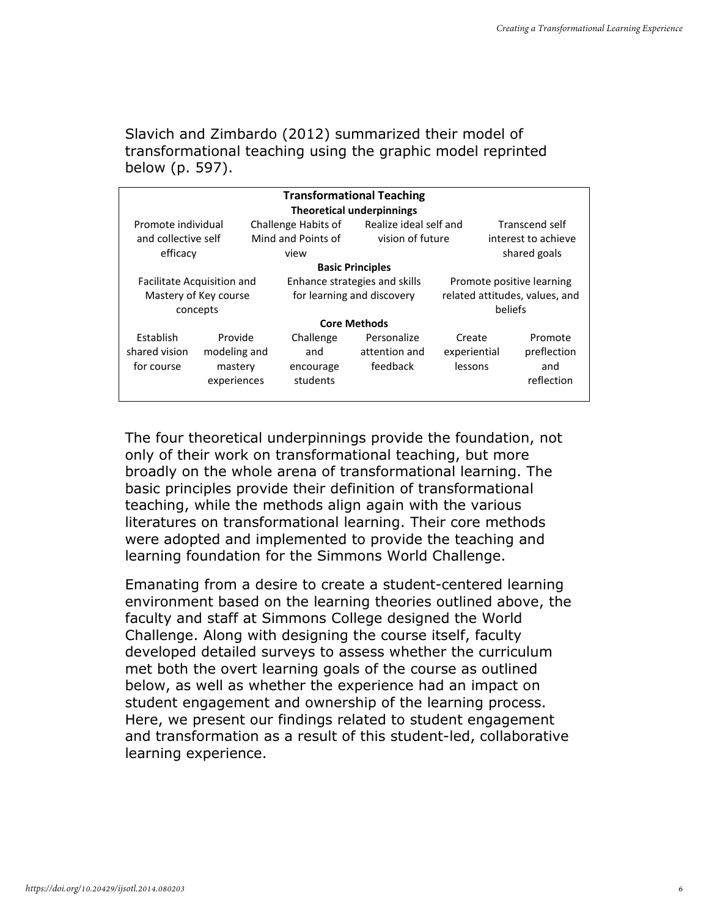Slavich and Zimbardo (2012) summarized their model of transformational teaching using the graphic model reprinted below (p. 597).

| **Transformational Teaching** | | | | | |
|---|---|---|---|---|---|
| **Theoretical underpinnings** | | | | | |
| Promote individual and collective self efficacy | | Challenge Habits of Mind and Points of view | Realize ideal self and vision of future | | Transcend self interest to achieve shared goals |
| **Basic Principles** | | | | | |
| Facilitate Acquisition and Mastery of Key course concepts | | Enhance strategies and skills for learning and discovery | | Promote positive learning related attitudes, values, and beliefs | |
| **Core Methods** | | | | | |
| Establish shared vision for course | Provide modeling and mastery experiences | Challenge and encourage students | Personalize attention and feedback | Create experiential lessons | Promote preflection and reflection |

The four theoretical underpinnings provide the foundation, not only of their work on transformational teaching, but more broadly on the whole arena of transformational learning. The basic principles provide their definition of transformational teaching, while the methods align again with the various literatures on transformational learning. Their core methods were adopted and implemented to provide the teaching and learning foundation for the Simmons World Challenge.

Emanating from a desire to create a student-centered learning environment based on the learning theories outlined above, the faculty and staff at Simmons College designed the World Challenge. Along with designing the course itself, faculty developed detailed surveys to assess whether the curriculum met both the overt learning goals of the course as outlined below, as well as whether the experience had an impact on student engagement and ownership of the learning process. Here, we present our findings related to student engagement and transformation as a result of this student-led, collaborative learning experience.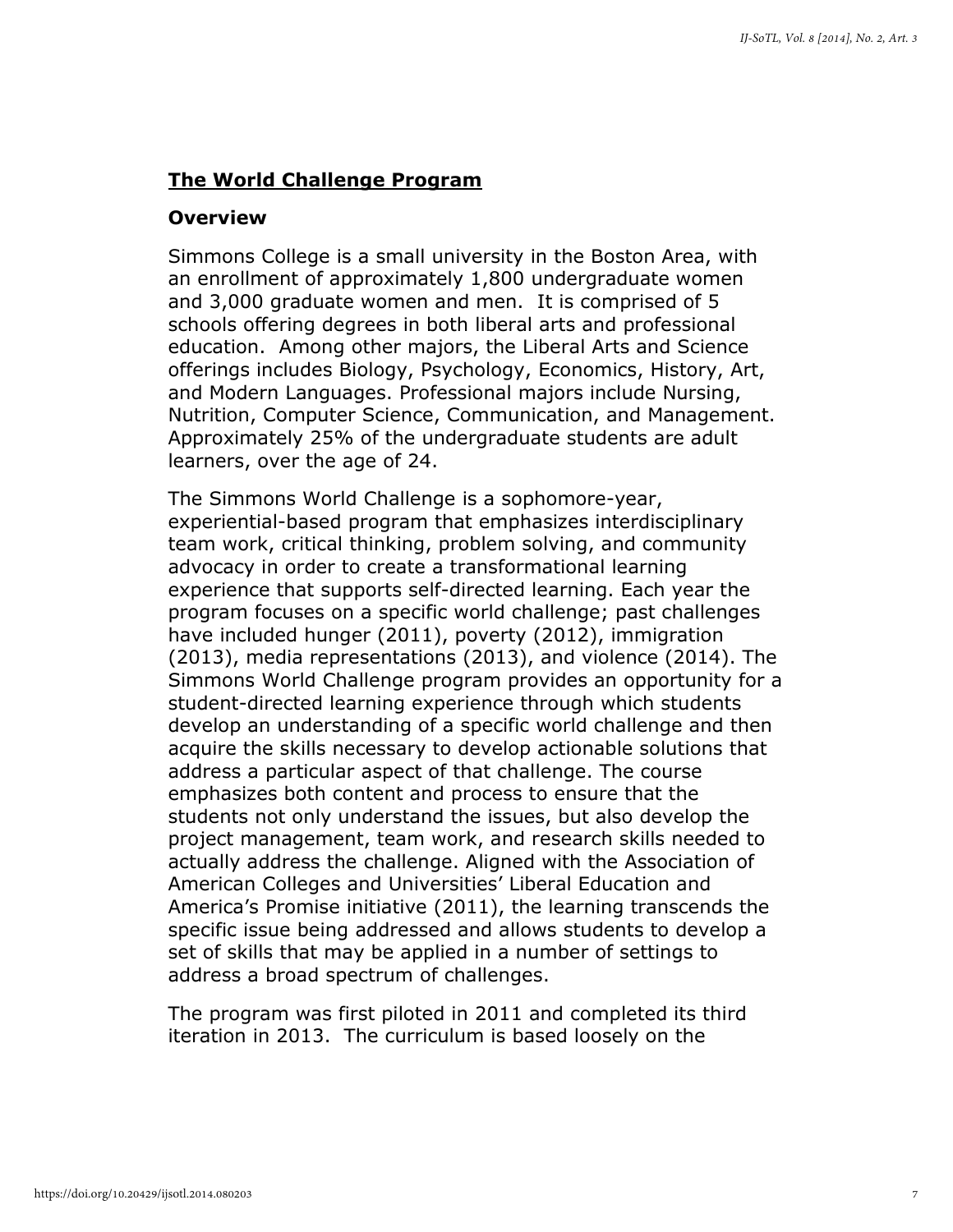## The World Challenge Program

### Overview

Simmons College is a small university in the Boston Area, with an enrollment of approximately 1,800 undergraduate women and 3,000 graduate women and men. It is comprised of 5 schools offering degrees in both liberal arts and professional education. Among other majors, the Liberal Arts and Science offerings includes Biology, Psychology, Economics, History, Art, and Modern Languages. Professional majors include Nursing, Nutrition, Computer Science, Communication, and Management. Approximately 25% of the undergraduate students are adult learners, over the age of 24.

The Simmons World Challenge is a sophomore-year, experiential-based program that emphasizes interdisciplinary team work, critical thinking, problem solving, and community advocacy in order to create a transformational learning experience that supports self-directed learning. Each year the program focuses on a specific world challenge; past challenges have included hunger (2011), poverty (2012), immigration (2013), media representations (2013), and violence (2014). The Simmons World Challenge program provides an opportunity for a student-directed learning experience through which students develop an understanding of a specific world challenge and then acquire the skills necessary to develop actionable solutions that address a particular aspect of that challenge. The course emphasizes both content and process to ensure that the students not only understand the issues, but also develop the project management, team work, and research skills needed to actually address the challenge. Aligned with the Association of American Colleges and Universities' Liberal Education and America's Promise initiative (2011), the learning transcends the specific issue being addressed and allows students to develop a set of skills that may be applied in a number of settings to address a broad spectrum of challenges.

The program was first piloted in 2011 and completed its third iteration in 2013. The curriculum is based loosely on the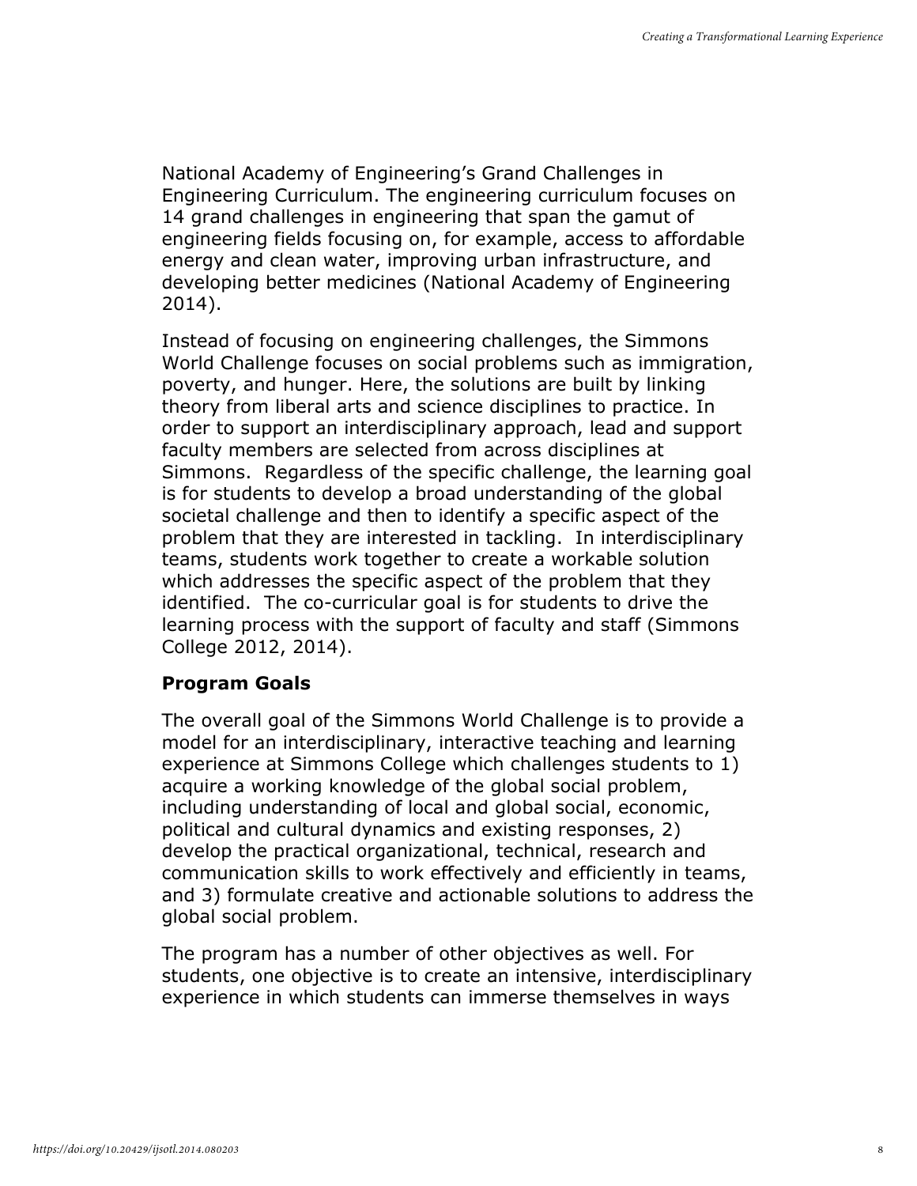National Academy of Engineering's Grand Challenges in Engineering Curriculum. The engineering curriculum focuses on 14 grand challenges in engineering that span the gamut of engineering fields focusing on, for example, access to affordable energy and clean water, improving urban infrastructure, and developing better medicines (National Academy of Engineering 2014).

Instead of focusing on engineering challenges, the Simmons World Challenge focuses on social problems such as immigration, poverty, and hunger. Here, the solutions are built by linking theory from liberal arts and science disciplines to practice. In order to support an interdisciplinary approach, lead and support faculty members are selected from across disciplines at Simmons. Regardless of the specific challenge, the learning goal is for students to develop a broad understanding of the global societal challenge and then to identify a specific aspect of the problem that they are interested in tackling. In interdisciplinary teams, students work together to create a workable solution which addresses the specific aspect of the problem that they identified. The co-curricular goal is for students to drive the learning process with the support of faculty and staff (Simmons College 2012, 2014).

### Program Goals

The overall goal of the Simmons World Challenge is to provide a model for an interdisciplinary, interactive teaching and learning experience at Simmons College which challenges students to 1) acquire a working knowledge of the global social problem, including understanding of local and global social, economic, political and cultural dynamics and existing responses, 2) develop the practical organizational, technical, research and communication skills to work effectively and efficiently in teams, and 3) formulate creative and actionable solutions to address the global social problem.

The program has a number of other objectives as well. For students, one objective is to create an intensive, interdisciplinary experience in which students can immerse themselves in ways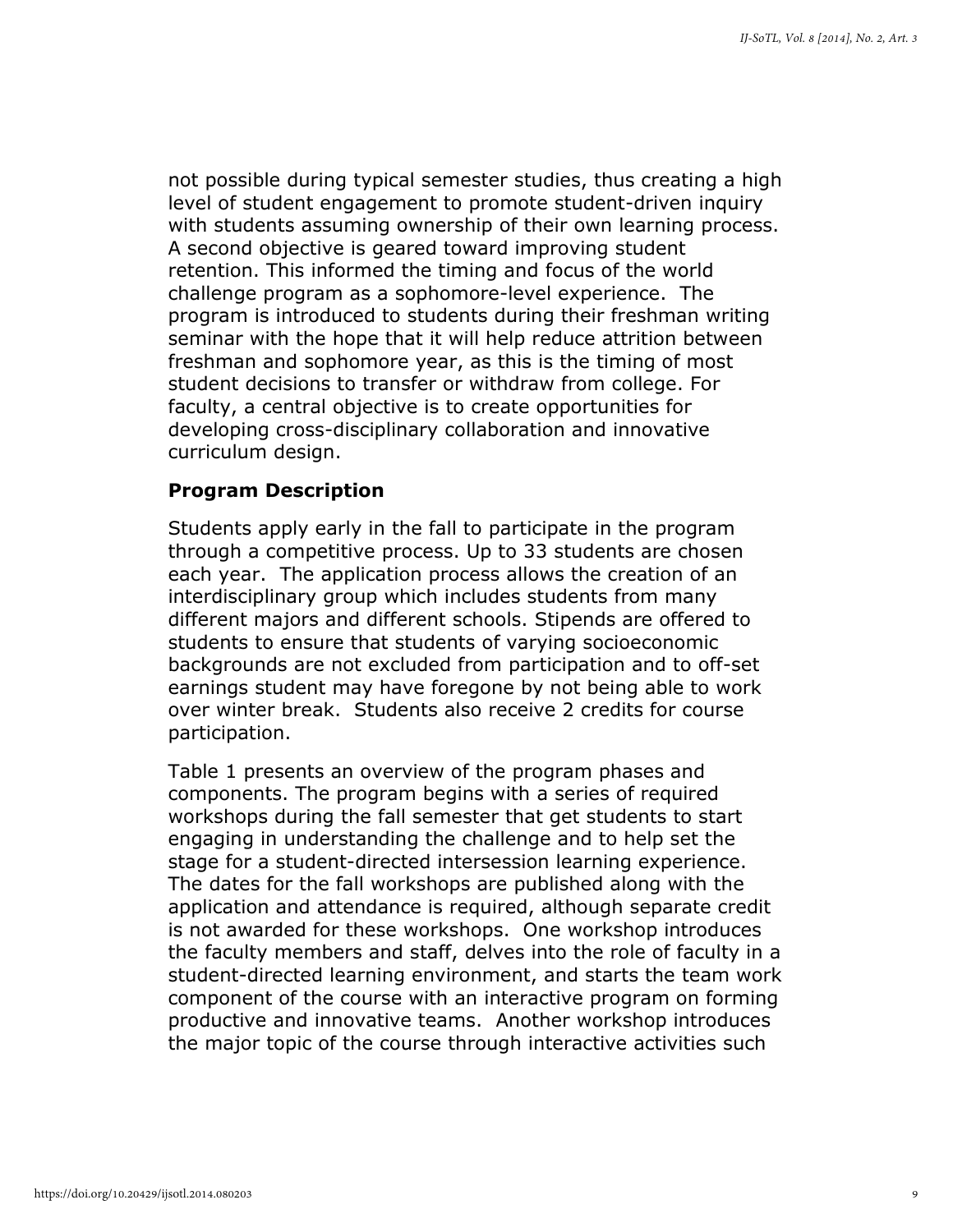not possible during typical semester studies, thus creating a high level of student engagement to promote student-driven inquiry with students assuming ownership of their own learning process. A second objective is geared toward improving student retention. This informed the timing and focus of the world challenge program as a sophomore-level experience. The program is introduced to students during their freshman writing seminar with the hope that it will help reduce attrition between freshman and sophomore year, as this is the timing of most student decisions to transfer or withdraw from college. For faculty, a central objective is to create opportunities for developing cross-disciplinary collaboration and innovative curriculum design.

### Program Description

Students apply early in the fall to participate in the program through a competitive process. Up to 33 students are chosen each year. The application process allows the creation of an interdisciplinary group which includes students from many different majors and different schools. Stipends are offered to students to ensure that students of varying socioeconomic backgrounds are not excluded from participation and to off-set earnings student may have foregone by not being able to work over winter break. Students also receive 2 credits for course participation.

Table 1 presents an overview of the program phases and components. The program begins with a series of required workshops during the fall semester that get students to start engaging in understanding the challenge and to help set the stage for a student-directed intersession learning experience. The dates for the fall workshops are published along with the application and attendance is required, although separate credit is not awarded for these workshops. One workshop introduces the faculty members and staff, delves into the role of faculty in a student-directed learning environment, and starts the team work component of the course with an interactive program on forming productive and innovative teams. Another workshop introduces the major topic of the course through interactive activities such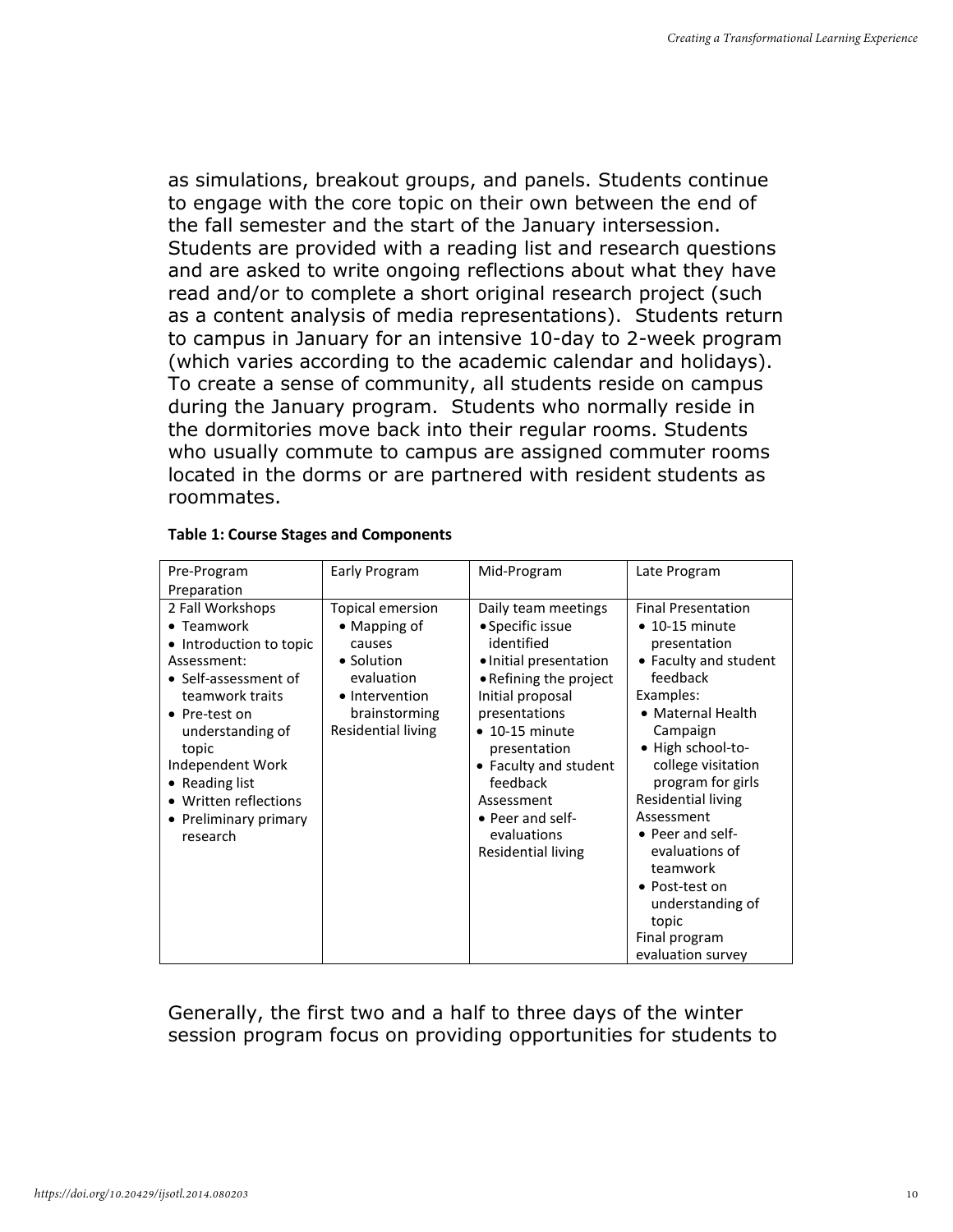as simulations, breakout groups, and panels. Students continue to engage with the core topic on their own between the end of the fall semester and the start of the January intersession. Students are provided with a reading list and research questions and are asked to write ongoing reflections about what they have read and/or to complete a short original research project (such as a content analysis of media representations). Students return to campus in January for an intensive 10-day to 2-week program (which varies according to the academic calendar and holidays). To create a sense of community, all students reside on campus during the January program. Students who normally reside in the dormitories move back into their regular rooms. Students who usually commute to campus are assigned commuter rooms located in the dorms or are partnered with resident students as roommates.

**Table 1: Course Stages and Components**

| Pre-Program Preparation | Early Program | Mid-Program | Late Program |
|---|---|---|---|
| 2 Fall Workshops<br>• Teamwork<br>• Introduction to topic<br>Assessment:<br>• Self-assessment of teamwork traits<br>• Pre-test on understanding of topic<br>Independent Work<br>• Reading list<br>• Written reflections<br>• Preliminary primary research | Topical emersion<br>• Mapping of causes<br>• Solution evaluation<br>• Intervention brainstorming<br>Residential living | Daily team meetings<br>• Specific issue identified<br>• Initial presentation<br>• Refining the project<br>Initial proposal presentations<br>• 10-15 minute presentation<br>• Faculty and student feedback<br>Assessment<br>• Peer and self-evaluations<br>Residential living | Final Presentation<br>• 10-15 minute presentation<br>• Faculty and student feedback<br>Examples:<br>• Maternal Health Campaign<br>• High school-to-college visitation program for girls<br>Residential living<br>Assessment<br>• Peer and self-evaluations of teamwork<br>• Post-test on understanding of topic<br>Final program evaluation survey |

Generally, the first two and a half to three days of the winter session program focus on providing opportunities for students to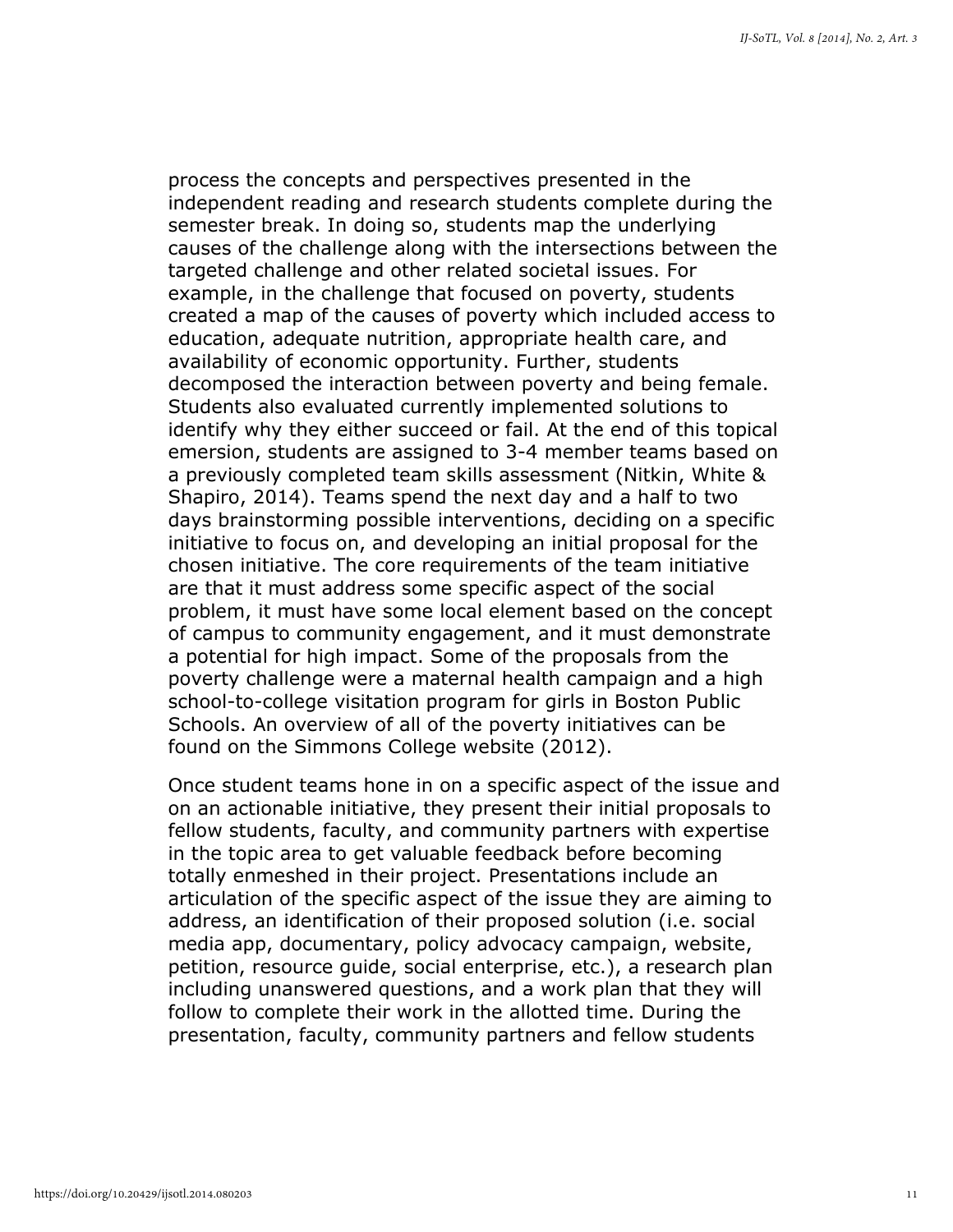process the concepts and perspectives presented in the independent reading and research students complete during the semester break. In doing so, students map the underlying causes of the challenge along with the intersections between the targeted challenge and other related societal issues. For example, in the challenge that focused on poverty, students created a map of the causes of poverty which included access to education, adequate nutrition, appropriate health care, and availability of economic opportunity. Further, students decomposed the interaction between poverty and being female. Students also evaluated currently implemented solutions to identify why they either succeed or fail. At the end of this topical emersion, students are assigned to 3-4 member teams based on a previously completed team skills assessment (Nitkin, White & Shapiro, 2014). Teams spend the next day and a half to two days brainstorming possible interventions, deciding on a specific initiative to focus on, and developing an initial proposal for the chosen initiative. The core requirements of the team initiative are that it must address some specific aspect of the social problem, it must have some local element based on the concept of campus to community engagement, and it must demonstrate a potential for high impact. Some of the proposals from the poverty challenge were a maternal health campaign and a high school-to-college visitation program for girls in Boston Public Schools. An overview of all of the poverty initiatives can be found on the Simmons College website (2012).

Once student teams hone in on a specific aspect of the issue and on an actionable initiative, they present their initial proposals to fellow students, faculty, and community partners with expertise in the topic area to get valuable feedback before becoming totally enmeshed in their project. Presentations include an articulation of the specific aspect of the issue they are aiming to address, an identification of their proposed solution (i.e. social media app, documentary, policy advocacy campaign, website, petition, resource guide, social enterprise, etc.), a research plan including unanswered questions, and a work plan that they will follow to complete their work in the allotted time. During the presentation, faculty, community partners and fellow students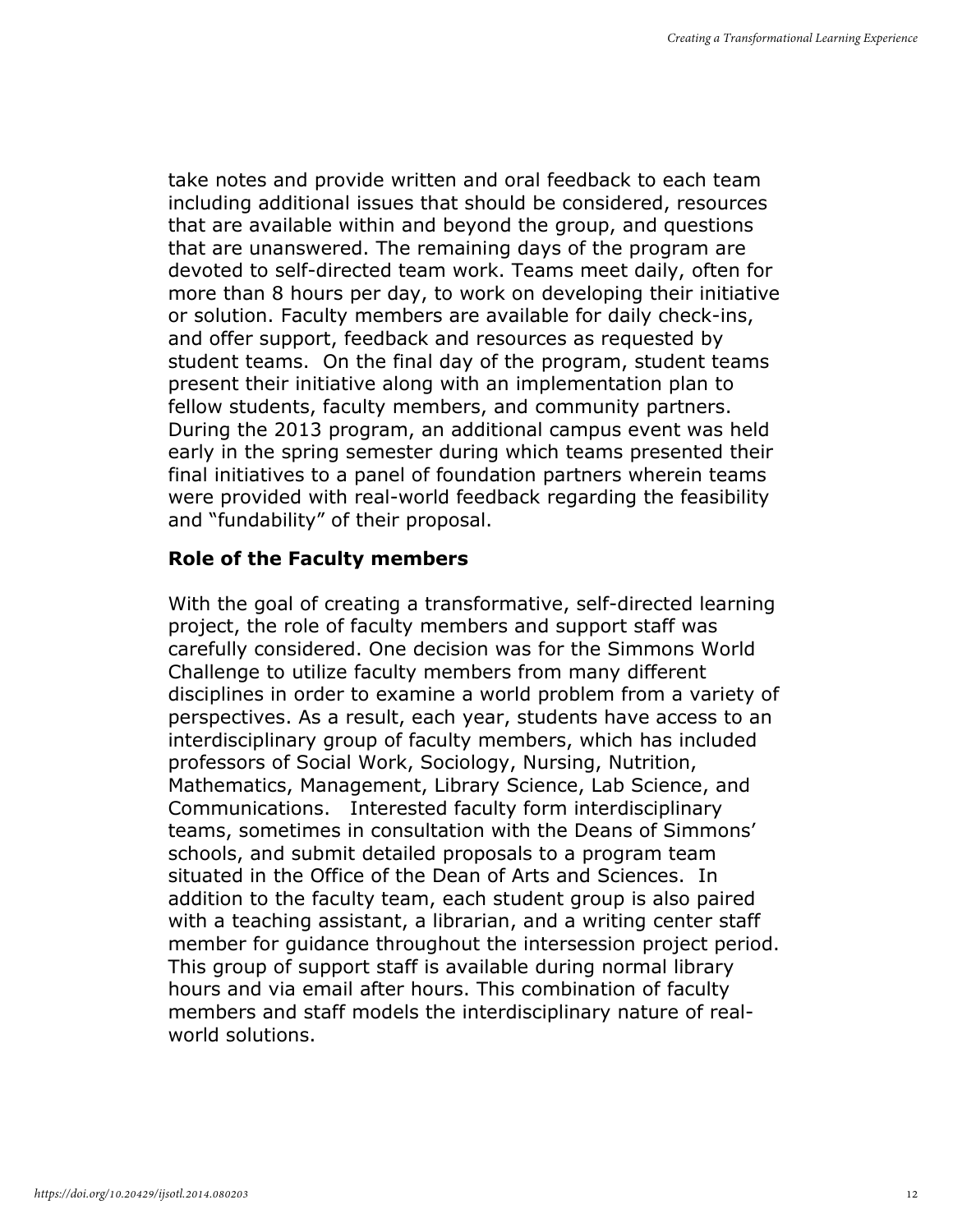take notes and provide written and oral feedback to each team including additional issues that should be considered, resources that are available within and beyond the group, and questions that are unanswered. The remaining days of the program are devoted to self-directed team work. Teams meet daily, often for more than 8 hours per day, to work on developing their initiative or solution. Faculty members are available for daily check-ins, and offer support, feedback and resources as requested by student teams. On the final day of the program, student teams present their initiative along with an implementation plan to fellow students, faculty members, and community partners. During the 2013 program, an additional campus event was held early in the spring semester during which teams presented their final initiatives to a panel of foundation partners wherein teams were provided with real-world feedback regarding the feasibility and "fundability" of their proposal.

## Role of the Faculty members

With the goal of creating a transformative, self-directed learning project, the role of faculty members and support staff was carefully considered. One decision was for the Simmons World Challenge to utilize faculty members from many different disciplines in order to examine a world problem from a variety of perspectives. As a result, each year, students have access to an interdisciplinary group of faculty members, which has included professors of Social Work, Sociology, Nursing, Nutrition, Mathematics, Management, Library Science, Lab Science, and Communications. Interested faculty form interdisciplinary teams, sometimes in consultation with the Deans of Simmons' schools, and submit detailed proposals to a program team situated in the Office of the Dean of Arts and Sciences. In addition to the faculty team, each student group is also paired with a teaching assistant, a librarian, and a writing center staff member for guidance throughout the intersession project period. This group of support staff is available during normal library hours and via email after hours. This combination of faculty members and staff models the interdisciplinary nature of real-world solutions.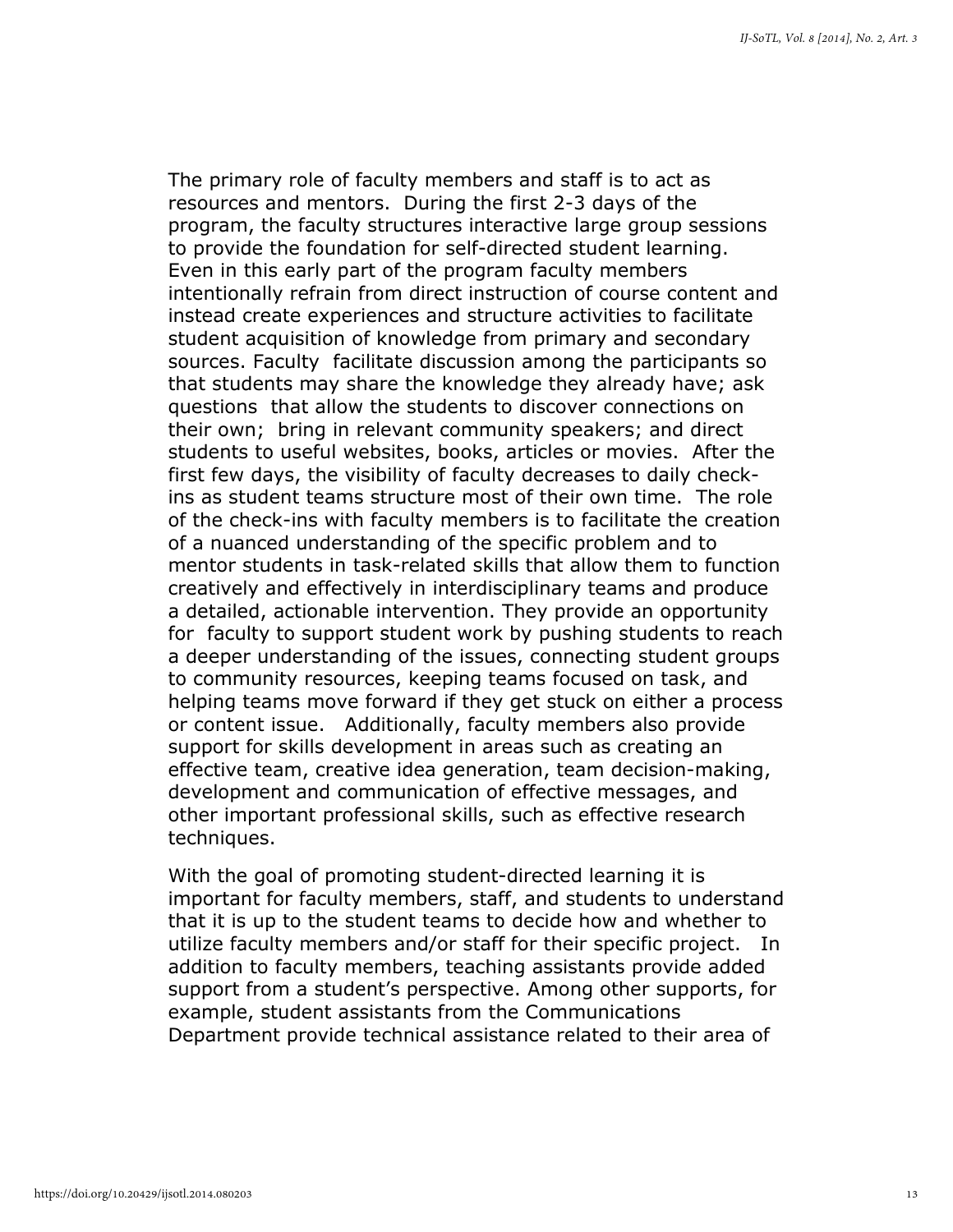The primary role of faculty members and staff is to act as resources and mentors. During the first 2-3 days of the program, the faculty structures interactive large group sessions to provide the foundation for self-directed student learning. Even in this early part of the program faculty members intentionally refrain from direct instruction of course content and instead create experiences and structure activities to facilitate student acquisition of knowledge from primary and secondary sources. Faculty facilitate discussion among the participants so that students may share the knowledge they already have; ask questions that allow the students to discover connections on their own; bring in relevant community speakers; and direct students to useful websites, books, articles or movies. After the first few days, the visibility of faculty decreases to daily check-ins as student teams structure most of their own time. The role of the check-ins with faculty members is to facilitate the creation of a nuanced understanding of the specific problem and to mentor students in task-related skills that allow them to function creatively and effectively in interdisciplinary teams and produce a detailed, actionable intervention. They provide an opportunity for faculty to support student work by pushing students to reach a deeper understanding of the issues, connecting student groups to community resources, keeping teams focused on task, and helping teams move forward if they get stuck on either a process or content issue. Additionally, faculty members also provide support for skills development in areas such as creating an effective team, creative idea generation, team decision-making, development and communication of effective messages, and other important professional skills, such as effective research techniques.

With the goal of promoting student-directed learning it is important for faculty members, staff, and students to understand that it is up to the student teams to decide how and whether to utilize faculty members and/or staff for their specific project. In addition to faculty members, teaching assistants provide added support from a student's perspective. Among other supports, for example, student assistants from the Communications Department provide technical assistance related to their area of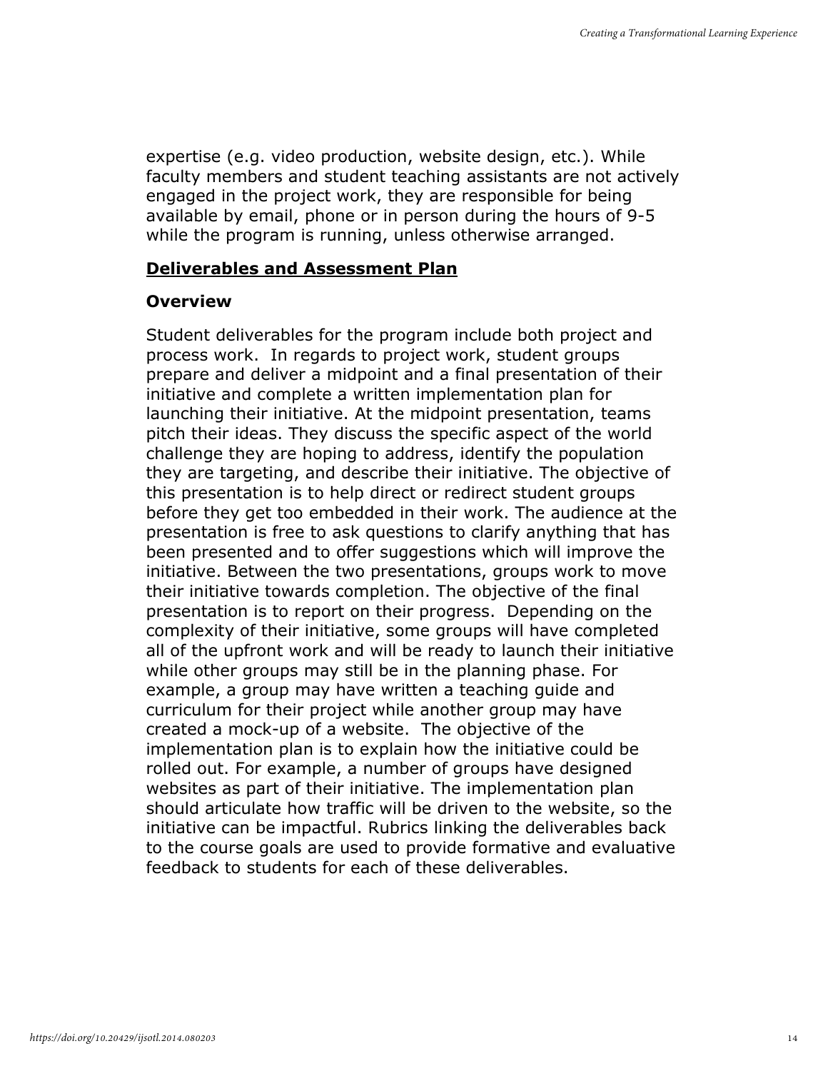expertise (e.g. video production, website design, etc.). While faculty members and student teaching assistants are not actively engaged in the project work, they are responsible for being available by email, phone or in person during the hours of 9-5 while the program is running, unless otherwise arranged.

## **Deliverables and Assessment Plan**

### Overview

Student deliverables for the program include both project and process work. In regards to project work, student groups prepare and deliver a midpoint and a final presentation of their initiative and complete a written implementation plan for launching their initiative. At the midpoint presentation, teams pitch their ideas. They discuss the specific aspect of the world challenge they are hoping to address, identify the population they are targeting, and describe their initiative. The objective of this presentation is to help direct or redirect student groups before they get too embedded in their work. The audience at the presentation is free to ask questions to clarify anything that has been presented and to offer suggestions which will improve the initiative. Between the two presentations, groups work to move their initiative towards completion. The objective of the final presentation is to report on their progress. Depending on the complexity of their initiative, some groups will have completed all of the upfront work and will be ready to launch their initiative while other groups may still be in the planning phase. For example, a group may have written a teaching guide and curriculum for their project while another group may have created a mock-up of a website. The objective of the implementation plan is to explain how the initiative could be rolled out. For example, a number of groups have designed websites as part of their initiative. The implementation plan should articulate how traffic will be driven to the website, so the initiative can be impactful. Rubrics linking the deliverables back to the course goals are used to provide formative and evaluative feedback to students for each of these deliverables.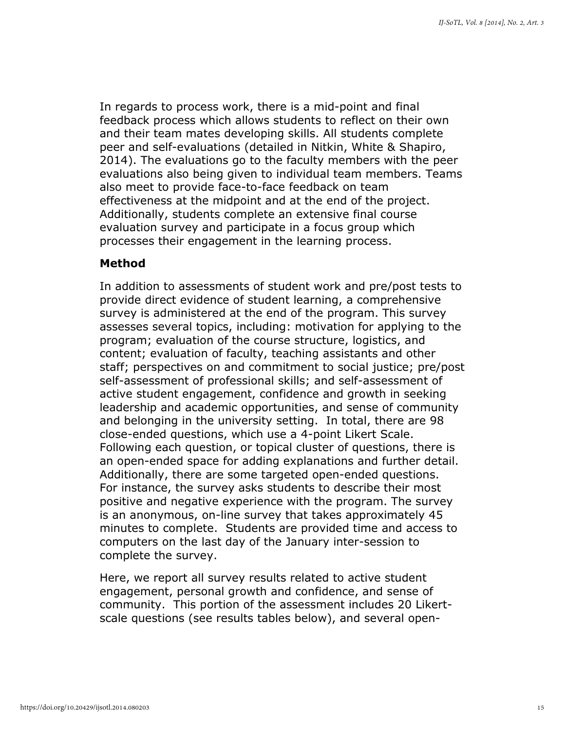In regards to process work, there is a mid-point and final feedback process which allows students to reflect on their own and their team mates developing skills. All students complete peer and self-evaluations (detailed in Nitkin, White & Shapiro, 2014). The evaluations go to the faculty members with the peer evaluations also being given to individual team members. Teams also meet to provide face-to-face feedback on team effectiveness at the midpoint and at the end of the project. Additionally, students complete an extensive final course evaluation survey and participate in a focus group which processes their engagement in the learning process.

## Method

In addition to assessments of student work and pre/post tests to provide direct evidence of student learning, a comprehensive survey is administered at the end of the program. This survey assesses several topics, including: motivation for applying to the program; evaluation of the course structure, logistics, and content; evaluation of faculty, teaching assistants and other staff; perspectives on and commitment to social justice; pre/post self-assessment of professional skills; and self-assessment of active student engagement, confidence and growth in seeking leadership and academic opportunities, and sense of community and belonging in the university setting. In total, there are 98 close-ended questions, which use a 4-point Likert Scale. Following each question, or topical cluster of questions, there is an open-ended space for adding explanations and further detail. Additionally, there are some targeted open-ended questions. For instance, the survey asks students to describe their most positive and negative experience with the program. The survey is an anonymous, on-line survey that takes approximately 45 minutes to complete. Students are provided time and access to computers on the last day of the January inter-session to complete the survey.

Here, we report all survey results related to active student engagement, personal growth and confidence, and sense of community. This portion of the assessment includes 20 Likert-scale questions (see results tables below), and several open-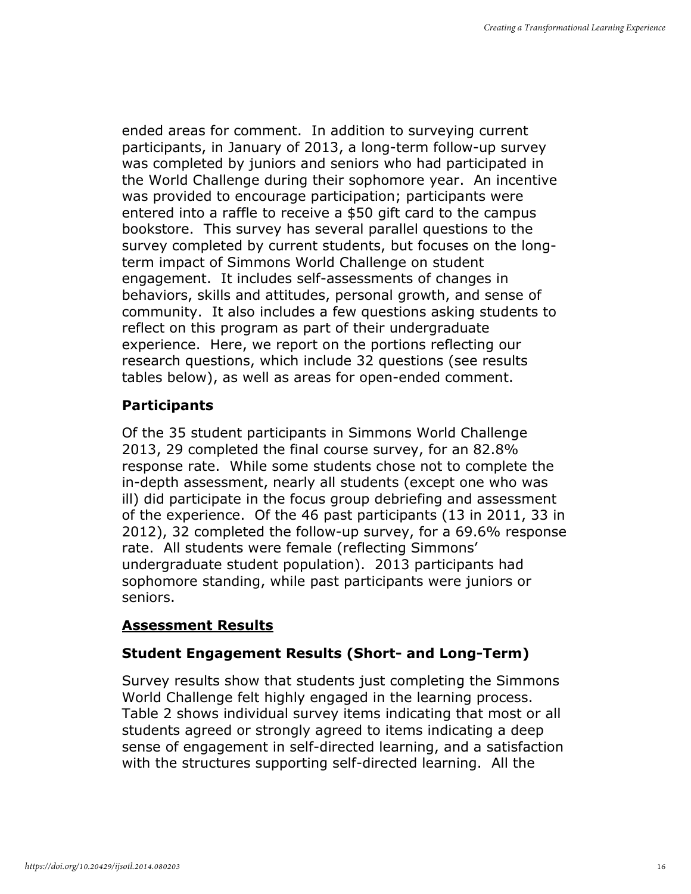ended areas for comment. In addition to surveying current participants, in January of 2013, a long-term follow-up survey was completed by juniors and seniors who had participated in the World Challenge during their sophomore year. An incentive was provided to encourage participation; participants were entered into a raffle to receive a $50 gift card to the campus bookstore. This survey has several parallel questions to the survey completed by current students, but focuses on the long-term impact of Simmons World Challenge on student engagement. It includes self-assessments of changes in behaviors, skills and attitudes, personal growth, and sense of community. It also includes a few questions asking students to reflect on this program as part of their undergraduate experience. Here, we report on the portions reflecting our research questions, which include 32 questions (see results tables below), as well as areas for open-ended comment.

### Participants

Of the 35 student participants in Simmons World Challenge 2013, 29 completed the final course survey, for an 82.8% response rate. While some students chose not to complete the in-depth assessment, nearly all students (except one who was ill) did participate in the focus group debriefing and assessment of the experience. Of the 46 past participants (13 in 2011, 33 in 2012), 32 completed the follow-up survey, for a 69.6% response rate. All students were female (reflecting Simmons' undergraduate student population). 2013 participants had sophomore standing, while past participants were juniors or seniors.

## <u>Assessment Results</u>

### Student Engagement Results (Short- and Long-Term)

Survey results show that students just completing the Simmons World Challenge felt highly engaged in the learning process. Table 2 shows individual survey items indicating that most or all students agreed or strongly agreed to items indicating a deep sense of engagement in self-directed learning, and a satisfaction with the structures supporting self-directed learning. All the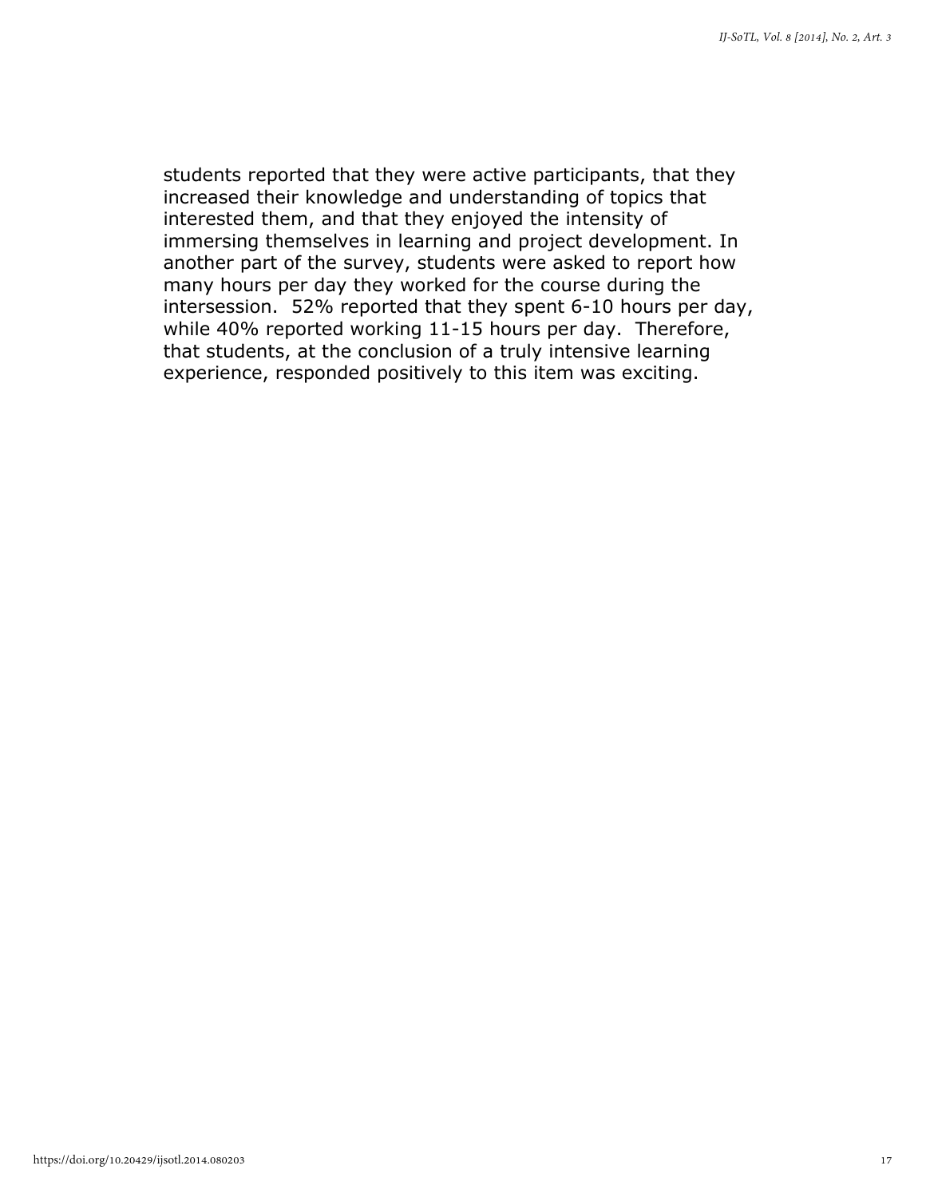students reported that they were active participants, that they increased their knowledge and understanding of topics that interested them, and that they enjoyed the intensity of immersing themselves in learning and project development. In another part of the survey, students were asked to report how many hours per day they worked for the course during the intersession. 52% reported that they spent 6-10 hours per day, while 40% reported working 11-15 hours per day. Therefore, that students, at the conclusion of a truly intensive learning experience, responded positively to this item was exciting.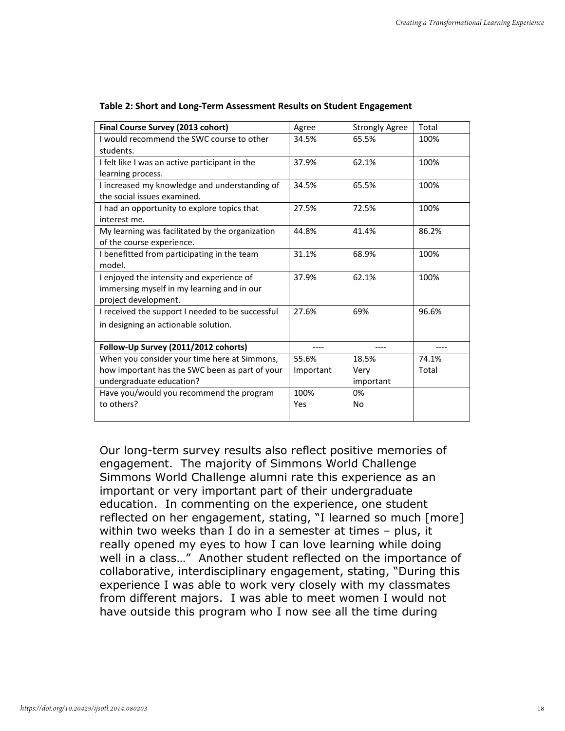**Table 2: Short and Long-Term Assessment Results on Student Engagement**

| Final Course Survey (2013 cohort) | Agree | Strongly Agree | Total |
|---|---|---|---|
| I would recommend the SWC course to other students. | 34.5% | 65.5% | 100% |
| I felt like I was an active participant in the learning process. | 37.9% | 62.1% | 100% |
| I increased my knowledge and understanding of the social issues examined. | 34.5% | 65.5% | 100% |
| I had an opportunity to explore topics that interest me. | 27.5% | 72.5% | 100% |
| My learning was facilitated by the organization of the course experience. | 44.8% | 41.4% | 86.2% |
| I benefitted from participating in the team model. | 31.1% | 68.9% | 100% |
| I enjoyed the intensity and experience of immersing myself in my learning and in our project development. | 37.9% | 62.1% | 100% |
| I received the support I needed to be successful in designing an actionable solution. | 27.6% | 69% | 96.6% |
| **Follow-Up Survey (2011/2012 cohorts)** | ---- | ---- | ---- |
| When you consider your time here at Simmons, how important has the SWC been as part of your undergraduate education? | 55.6% Important | 18.5% Very important | 74.1% Total |
| Have you/would you recommend the program to others? | 100% Yes | 0% No | |

Our long-term survey results also reflect positive memories of engagement. The majority of Simmons World Challenge Simmons World Challenge alumni rate this experience as an important or very important part of their undergraduate education. In commenting on the experience, one student reflected on her engagement, stating, "I learned so much [more] within two weeks than I do in a semester at times – plus, it really opened my eyes to how I can love learning while doing well in a class…" Another student reflected on the importance of collaborative, interdisciplinary engagement, stating, "During this experience I was able to work very closely with my classmates from different majors. I was able to meet women I would not have outside this program who I now see all the time during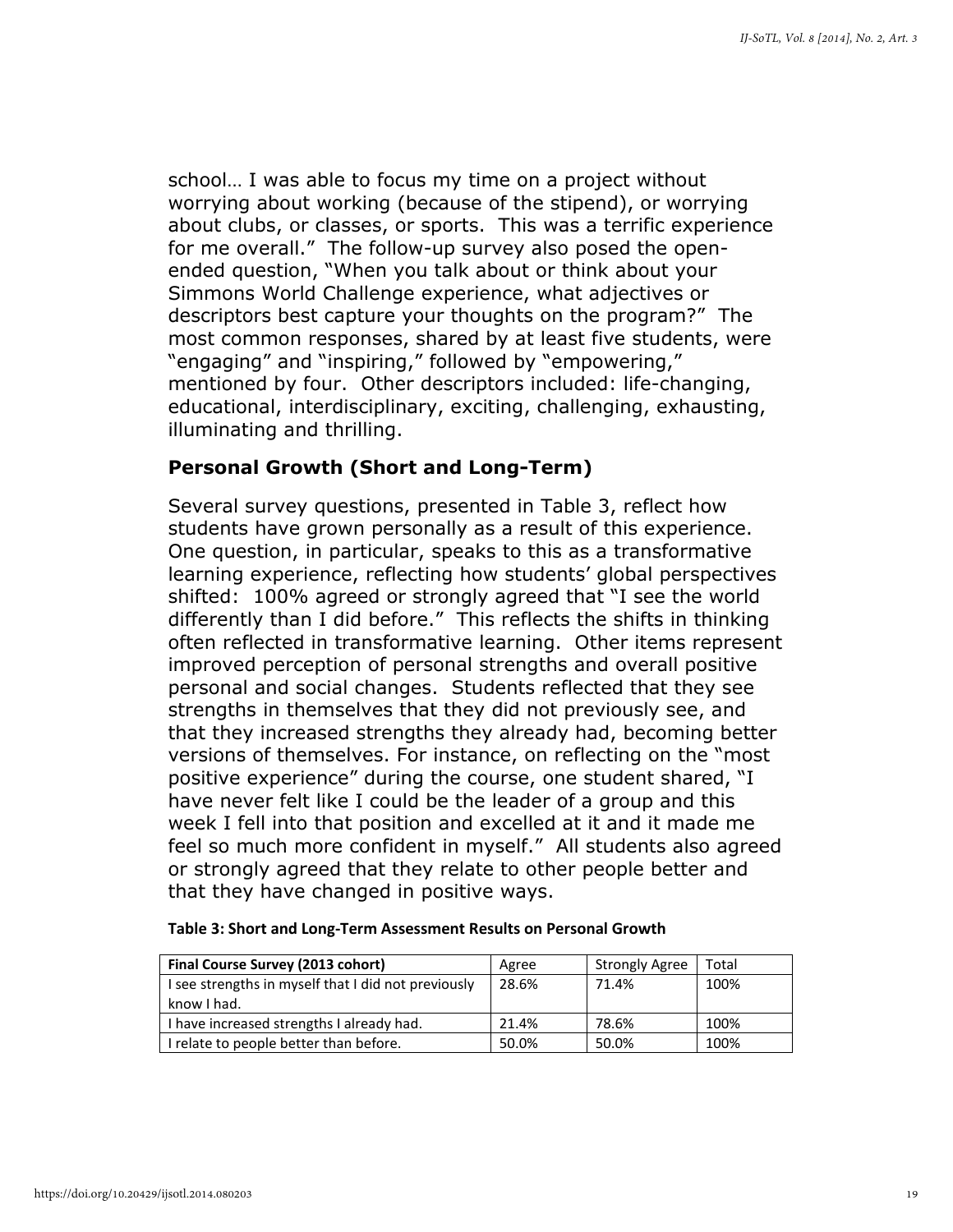school… I was able to focus my time on a project without worrying about working (because of the stipend), or worrying about clubs, or classes, or sports. This was a terrific experience for me overall." The follow-up survey also posed the open-ended question, "When you talk about or think about your Simmons World Challenge experience, what adjectives or descriptors best capture your thoughts on the program?" The most common responses, shared by at least five students, were "engaging" and "inspiring," followed by "empowering," mentioned by four. Other descriptors included: life-changing, educational, interdisciplinary, exciting, challenging, exhausting, illuminating and thrilling.

## Personal Growth (Short and Long-Term)

Several survey questions, presented in Table 3, reflect how students have grown personally as a result of this experience. One question, in particular, speaks to this as a transformative learning experience, reflecting how students' global perspectives shifted: 100% agreed or strongly agreed that "I see the world differently than I did before." This reflects the shifts in thinking often reflected in transformative learning. Other items represent improved perception of personal strengths and overall positive personal and social changes. Students reflected that they see strengths in themselves that they did not previously see, and that they increased strengths they already had, becoming better versions of themselves. For instance, on reflecting on the "most positive experience" during the course, one student shared, "I have never felt like I could be the leader of a group and this week I fell into that position and excelled at it and it made me feel so much more confident in myself." All students also agreed or strongly agreed that they relate to other people better and that they have changed in positive ways.

**Table 3: Short and Long-Term Assessment Results on Personal Growth**

| **Final Course Survey (2013 cohort)** | Agree | Strongly Agree | Total |
|---|---|---|---|
| I see strengths in myself that I did not previously know I had. | 28.6% | 71.4% | 100% |
| I have increased strengths I already had. | 21.4% | 78.6% | 100% |
| I relate to people better than before. | 50.0% | 50.0% | 100% |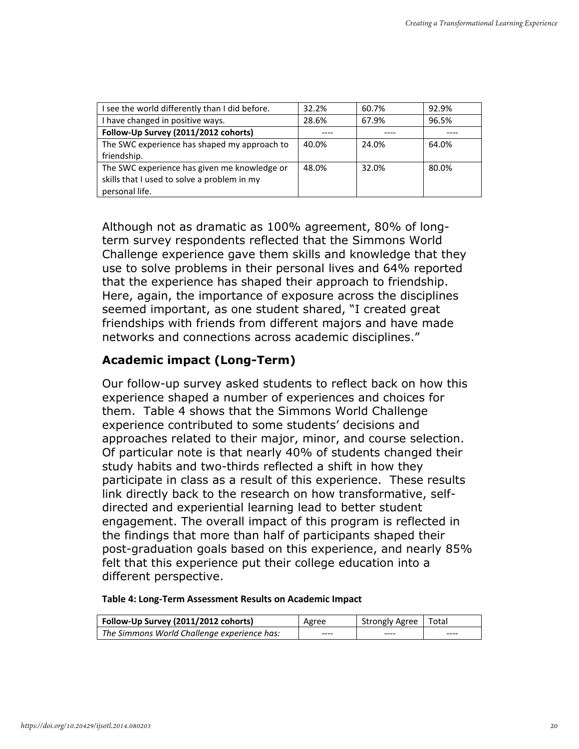| | | | |
|---|---|---|---|
| I see the world differently than I did before. | 32.2% | 60.7% | 92.9% |
| I have changed in positive ways. | 28.6% | 67.9% | 96.5% |
| **Follow-Up Survey (2011/2012 cohorts)** | ---- | ---- | ---- |
| The SWC experience has shaped my approach to friendship. | 40.0% | 24.0% | 64.0% |
| The SWC experience has given me knowledge or skills that I used to solve a problem in my personal life. | 48.0% | 32.0% | 80.0% |

Although not as dramatic as 100% agreement, 80% of long-term survey respondents reflected that the Simmons World Challenge experience gave them skills and knowledge that they use to solve problems in their personal lives and 64% reported that the experience has shaped their approach to friendship. Here, again, the importance of exposure across the disciplines seemed important, as one student shared, "I created great friendships with friends from different majors and have made networks and connections across academic disciplines."

## Academic impact (Long-Term)

Our follow-up survey asked students to reflect back on how this experience shaped a number of experiences and choices for them. Table 4 shows that the Simmons World Challenge experience contributed to some students' decisions and approaches related to their major, minor, and course selection. Of particular note is that nearly 40% of students changed their study habits and two-thirds reflected a shift in how they participate in class as a result of this experience. These results link directly back to the research on how transformative, self-directed and experiential learning lead to better student engagement. The overall impact of this program is reflected in the findings that more than half of participants shaped their post-graduation goals based on this experience, and nearly 85% felt that this experience put their college education into a different perspective.

**Table 4: Long-Term Assessment Results on Academic Impact**

| **Follow-Up Survey (2011/2012 cohorts)** | Agree | Strongly Agree | Total |
|---|---|---|---|
| *The Simmons World Challenge experience has:* | ---- | ---- | ---- |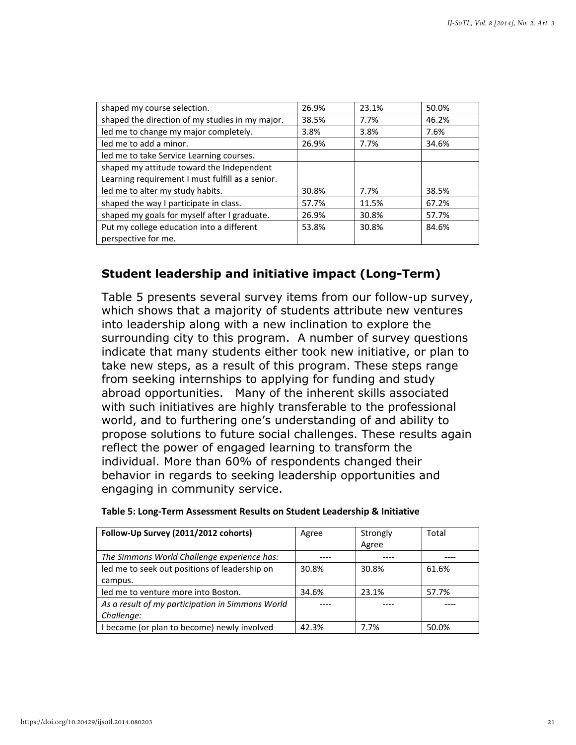| | | | |
|---|---|---|---|
| shaped my course selection. | 26.9% | 23.1% | 50.0% |
| shaped the direction of my studies in my major. | 38.5% | 7.7% | 46.2% |
| led me to change my major completely. | 3.8% | 3.8% | 7.6% |
| led me to add a minor. | 26.9% | 7.7% | 34.6% |
| led me to take Service Learning courses. | | | |
| shaped my attitude toward the Independent Learning requirement I must fulfill as a senior. | | | |
| led me to alter my study habits. | 30.8% | 7.7% | 38.5% |
| shaped the way I participate in class. | 57.7% | 11.5% | 67.2% |
| shaped my goals for myself after I graduate. | 26.9% | 30.8% | 57.7% |
| Put my college education into a different perspective for me. | 53.8% | 30.8% | 84.6% |

## Student leadership and initiative impact (Long-Term)

Table 5 presents several survey items from our follow-up survey, which shows that a majority of students attribute new ventures into leadership along with a new inclination to explore the surrounding city to this program. A number of survey questions indicate that many students either took new initiative, or plan to take new steps, as a result of this program. These steps range from seeking internships to applying for funding and study abroad opportunities. Many of the inherent skills associated with such initiatives are highly transferable to the professional world, and to furthering one's understanding of and ability to propose solutions to future social challenges. These results again reflect the power of engaged learning to transform the individual. More than 60% of respondents changed their behavior in regards to seeking leadership opportunities and engaging in community service.

**Table 5: Long-Term Assessment Results on Student Leadership & Initiative**

| **Follow-Up Survey (2011/2012 cohorts)** | Agree | Strongly Agree | Total |
|---|---|---|---|
| *The Simmons World Challenge experience has:* | ---- | ---- | ---- |
| led me to seek out positions of leadership on campus. | 30.8% | 30.8% | 61.6% |
| led me to venture more into Boston. | 34.6% | 23.1% | 57.7% |
| *As a result of my participation in Simmons World Challenge:* | ---- | ---- | ---- |
| I became (or plan to become) newly involved | 42.3% | 7.7% | 50.0% |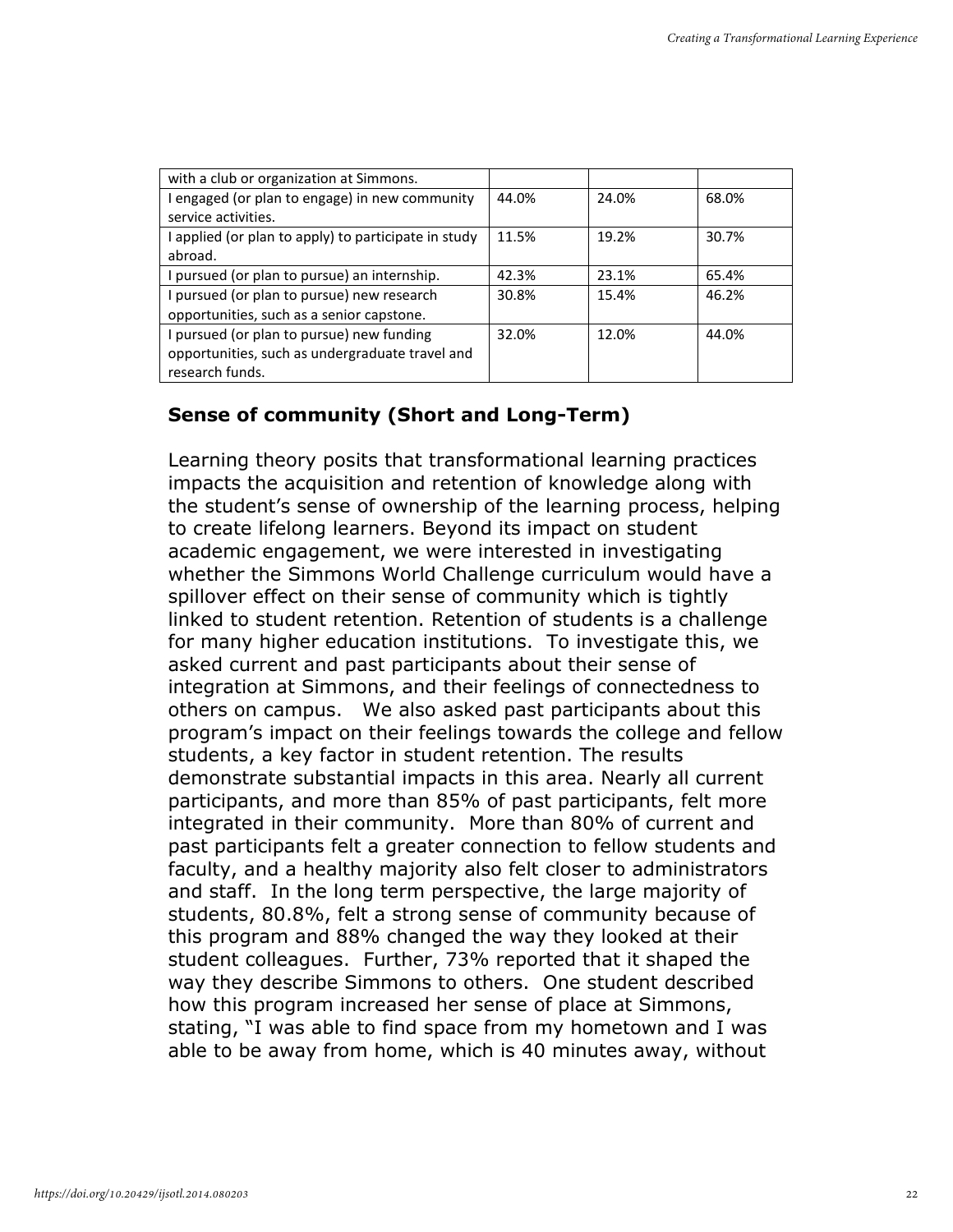| | | | |
|---|---|---|---|
| with a club or organization at Simmons. | | | |
| I engaged (or plan to engage) in new community service activities. | 44.0% | 24.0% | 68.0% |
| I applied (or plan to apply) to participate in study abroad. | 11.5% | 19.2% | 30.7% |
| I pursued (or plan to pursue) an internship. | 42.3% | 23.1% | 65.4% |
| I pursued (or plan to pursue) new research opportunities, such as a senior capstone. | 30.8% | 15.4% | 46.2% |
| I pursued (or plan to pursue) new funding opportunities, such as undergraduate travel and research funds. | 32.0% | 12.0% | 44.0% |

## Sense of community (Short and Long-Term)

Learning theory posits that transformational learning practices impacts the acquisition and retention of knowledge along with the student's sense of ownership of the learning process, helping to create lifelong learners. Beyond its impact on student academic engagement, we were interested in investigating whether the Simmons World Challenge curriculum would have a spillover effect on their sense of community which is tightly linked to student retention. Retention of students is a challenge for many higher education institutions. To investigate this, we asked current and past participants about their sense of integration at Simmons, and their feelings of connectedness to others on campus. We also asked past participants about this program's impact on their feelings towards the college and fellow students, a key factor in student retention. The results demonstrate substantial impacts in this area. Nearly all current participants, and more than 85% of past participants, felt more integrated in their community. More than 80% of current and past participants felt a greater connection to fellow students and faculty, and a healthy majority also felt closer to administrators and staff. In the long term perspective, the large majority of students, 80.8%, felt a strong sense of community because of this program and 88% changed the way they looked at their student colleagues. Further, 73% reported that it shaped the way they describe Simmons to others. One student described how this program increased her sense of place at Simmons, stating, "I was able to find space from my hometown and I was able to be away from home, which is 40 minutes away, without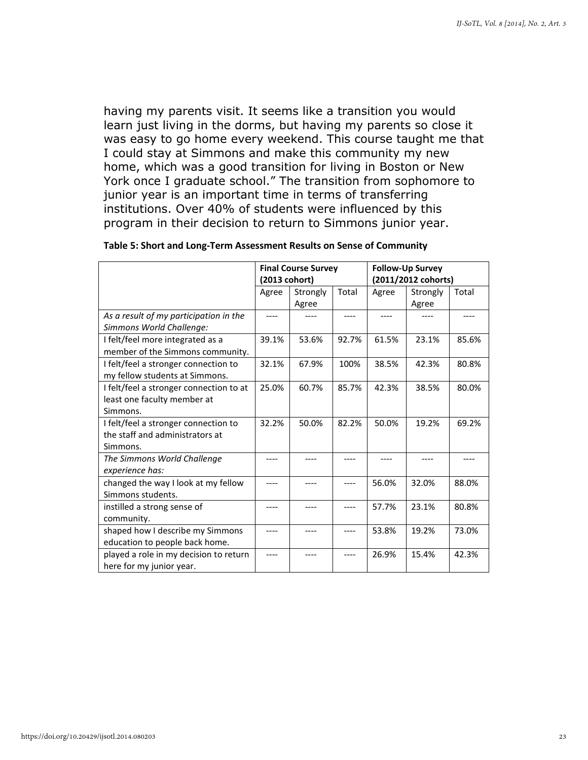having my parents visit. It seems like a transition you would learn just living in the dorms, but having my parents so close it was easy to go home every weekend. This course taught me that I could stay at Simmons and make this community my new home, which was a good transition for living in Boston or New York once I graduate school." The transition from sophomore to junior year is an important time in terms of transferring institutions. Over 40% of students were influenced by this program in their decision to return to Simmons junior year.

**Table 5: Short and Long-Term Assessment Results on Sense of Community**

| | **Final Course Survey (2013 cohort)** | | | **Follow-Up Survey (2011/2012 cohorts)** | | |
|---|---|---|---|---|---|---|
| | Agree | Strongly Agree | Total | Agree | Strongly Agree | Total |
| *As a result of my participation in the Simmons World Challenge:* | ---- | ---- | ---- | ---- | ---- | ---- |
| I felt/feel more integrated as a member of the Simmons community. | 39.1% | 53.6% | 92.7% | 61.5% | 23.1% | 85.6% |
| I felt/feel a stronger connection to my fellow students at Simmons. | 32.1% | 67.9% | 100% | 38.5% | 42.3% | 80.8% |
| I felt/feel a stronger connection to at least one faculty member at Simmons. | 25.0% | 60.7% | 85.7% | 42.3% | 38.5% | 80.0% |
| I felt/feel a stronger connection to the staff and administrators at Simmons. | 32.2% | 50.0% | 82.2% | 50.0% | 19.2% | 69.2% |
| *The Simmons World Challenge experience has:* | ---- | ---- | ---- | ---- | ---- | ---- |
| changed the way I look at my fellow Simmons students. | ---- | ---- | ---- | 56.0% | 32.0% | 88.0% |
| instilled a strong sense of community. | ---- | ---- | ---- | 57.7% | 23.1% | 80.8% |
| shaped how I describe my Simmons education to people back home. | ---- | ---- | ---- | 53.8% | 19.2% | 73.0% |
| played a role in my decision to return here for my junior year. | ---- | ---- | ---- | 26.9% | 15.4% | 42.3% |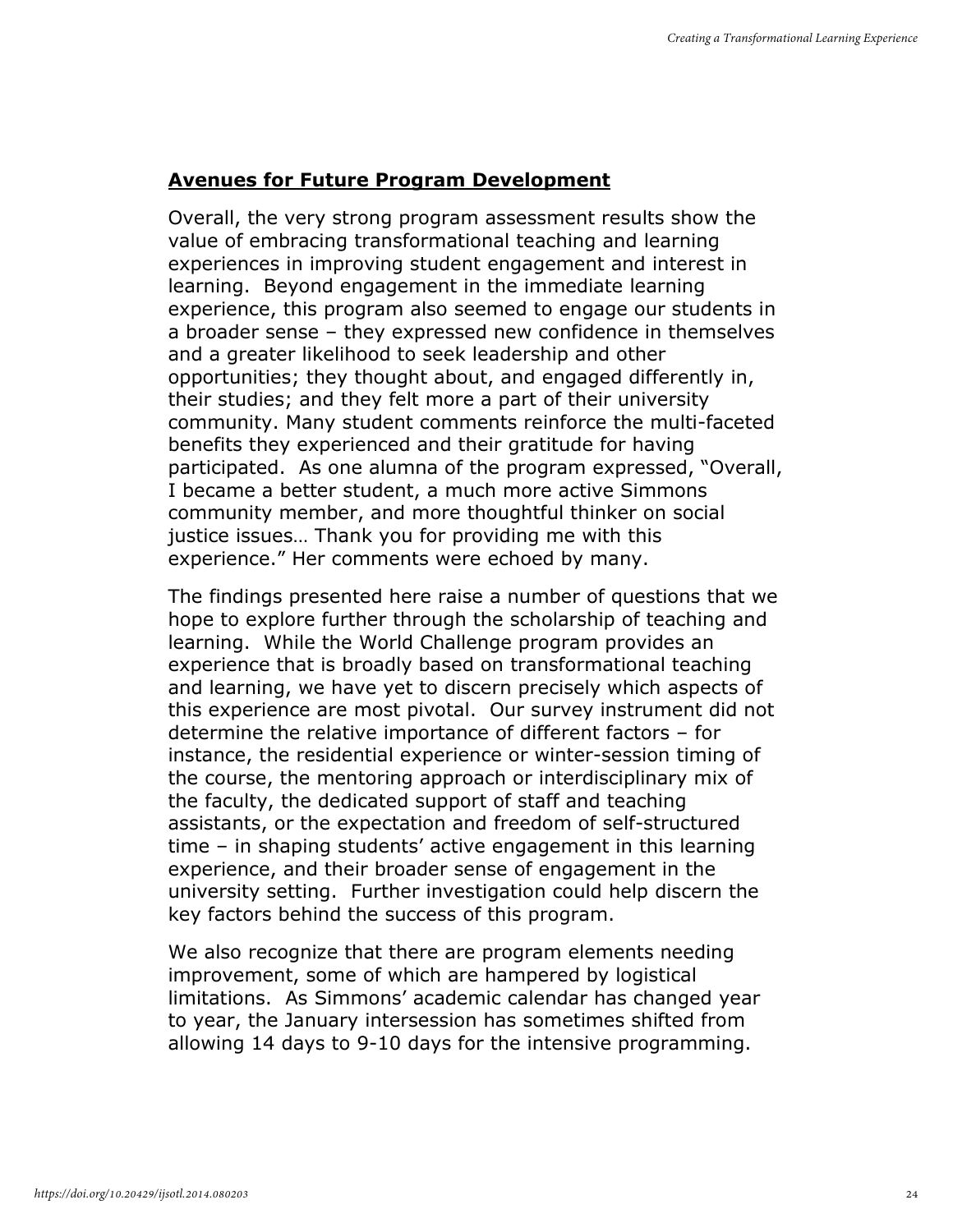## **Avenues for Future Program Development**

Overall, the very strong program assessment results show the value of embracing transformational teaching and learning experiences in improving student engagement and interest in learning. Beyond engagement in the immediate learning experience, this program also seemed to engage our students in a broader sense – they expressed new confidence in themselves and a greater likelihood to seek leadership and other opportunities; they thought about, and engaged differently in, their studies; and they felt more a part of their university community. Many student comments reinforce the multi-faceted benefits they experienced and their gratitude for having participated. As one alumna of the program expressed, "Overall, I became a better student, a much more active Simmons community member, and more thoughtful thinker on social justice issues… Thank you for providing me with this experience." Her comments were echoed by many.

The findings presented here raise a number of questions that we hope to explore further through the scholarship of teaching and learning. While the World Challenge program provides an experience that is broadly based on transformational teaching and learning, we have yet to discern precisely which aspects of this experience are most pivotal. Our survey instrument did not determine the relative importance of different factors – for instance, the residential experience or winter-session timing of the course, the mentoring approach or interdisciplinary mix of the faculty, the dedicated support of staff and teaching assistants, or the expectation and freedom of self-structured time – in shaping students' active engagement in this learning experience, and their broader sense of engagement in the university setting. Further investigation could help discern the key factors behind the success of this program.

We also recognize that there are program elements needing improvement, some of which are hampered by logistical limitations. As Simmons' academic calendar has changed year to year, the January intersession has sometimes shifted from allowing 14 days to 9-10 days for the intensive programming.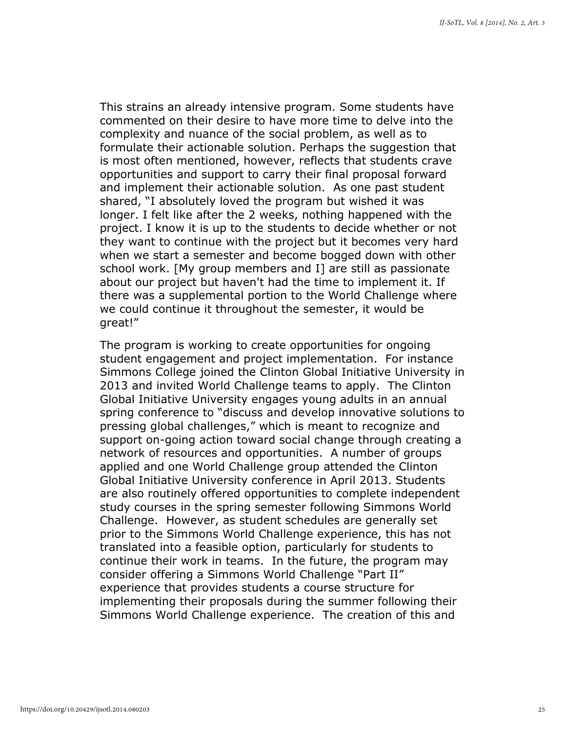This strains an already intensive program. Some students have commented on their desire to have more time to delve into the complexity and nuance of the social problem, as well as to formulate their actionable solution. Perhaps the suggestion that is most often mentioned, however, reflects that students crave opportunities and support to carry their final proposal forward and implement their actionable solution. As one past student shared, "I absolutely loved the program but wished it was longer. I felt like after the 2 weeks, nothing happened with the project. I know it is up to the students to decide whether or not they want to continue with the project but it becomes very hard when we start a semester and become bogged down with other school work. [My group members and I] are still as passionate about our project but haven't had the time to implement it. If there was a supplemental portion to the World Challenge where we could continue it throughout the semester, it would be great!"

The program is working to create opportunities for ongoing student engagement and project implementation. For instance Simmons College joined the Clinton Global Initiative University in 2013 and invited World Challenge teams to apply. The Clinton Global Initiative University engages young adults in an annual spring conference to "discuss and develop innovative solutions to pressing global challenges," which is meant to recognize and support on-going action toward social change through creating a network of resources and opportunities. A number of groups applied and one World Challenge group attended the Clinton Global Initiative University conference in April 2013. Students are also routinely offered opportunities to complete independent study courses in the spring semester following Simmons World Challenge. However, as student schedules are generally set prior to the Simmons World Challenge experience, this has not translated into a feasible option, particularly for students to continue their work in teams. In the future, the program may consider offering a Simmons World Challenge "Part II" experience that provides students a course structure for implementing their proposals during the summer following their Simmons World Challenge experience. The creation of this and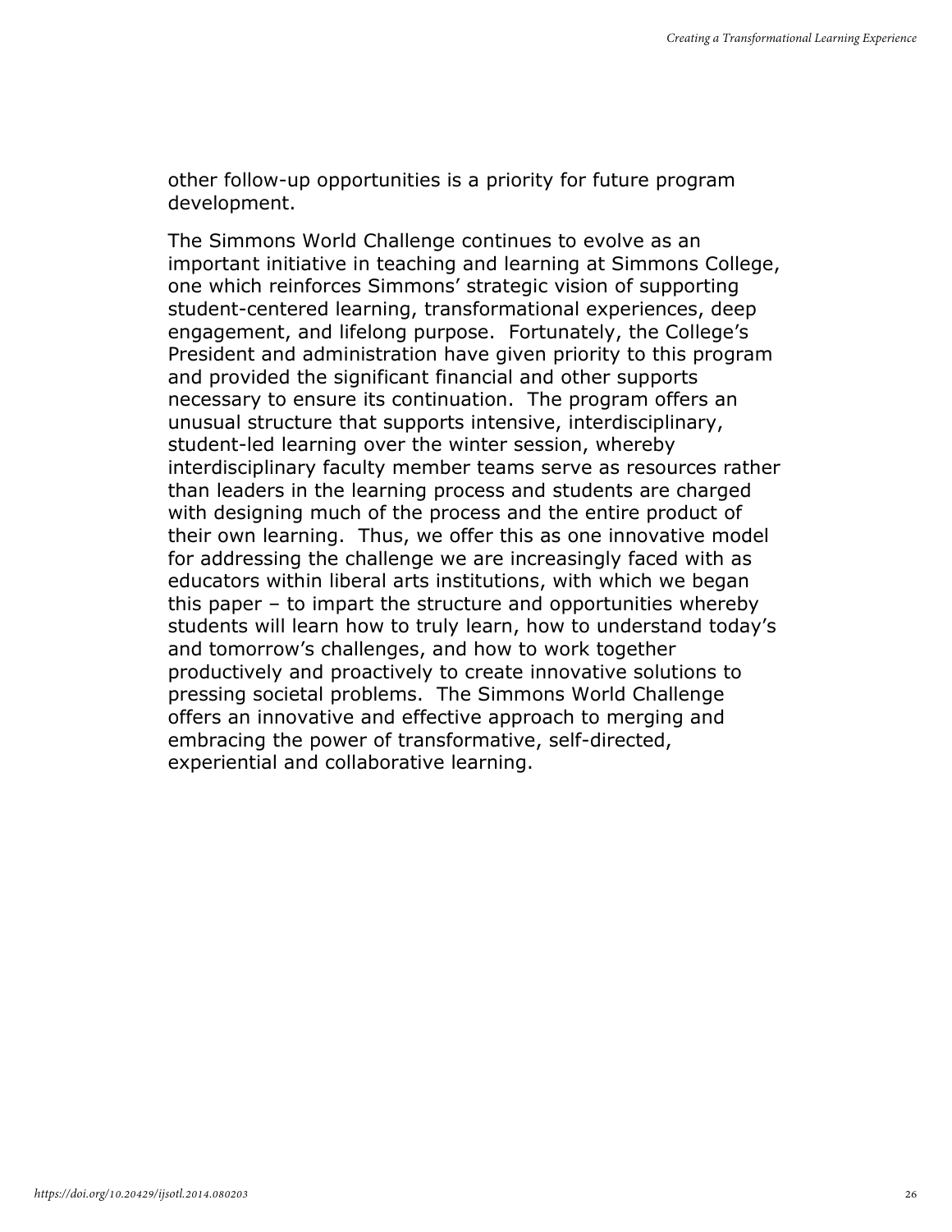other follow-up opportunities is a priority for future program development.

The Simmons World Challenge continues to evolve as an important initiative in teaching and learning at Simmons College, one which reinforces Simmons' strategic vision of supporting student-centered learning, transformational experiences, deep engagement, and lifelong purpose. Fortunately, the College's President and administration have given priority to this program and provided the significant financial and other supports necessary to ensure its continuation. The program offers an unusual structure that supports intensive, interdisciplinary, student-led learning over the winter session, whereby interdisciplinary faculty member teams serve as resources rather than leaders in the learning process and students are charged with designing much of the process and the entire product of their own learning. Thus, we offer this as one innovative model for addressing the challenge we are increasingly faced with as educators within liberal arts institutions, with which we began this paper – to impart the structure and opportunities whereby students will learn how to truly learn, how to understand today's and tomorrow's challenges, and how to work together productively and proactively to create innovative solutions to pressing societal problems. The Simmons World Challenge offers an innovative and effective approach to merging and embracing the power of transformative, self-directed, experiential and collaborative learning.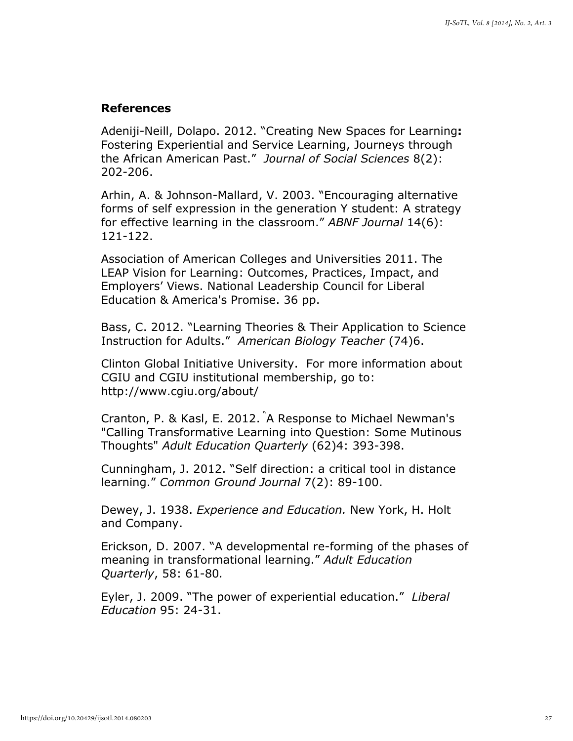## References

Adeniji-Neill, Dolapo. 2012. "Creating New Spaces for Learning**:** Fostering Experiential and Service Learning, Journeys through the African American Past." *Journal of Social Sciences* 8(2): 202-206.

Arhin, A. & Johnson-Mallard, V. 2003. "Encouraging alternative forms of self expression in the generation Y student: A strategy for effective learning in the classroom." *ABNF Journal* 14(6): 121-122.

Association of American Colleges and Universities 2011. The LEAP Vision for Learning: Outcomes, Practices, Impact, and Employers' Views. National Leadership Council for Liberal Education & America's Promise. 36 pp.

Bass, C. 2012. "Learning Theories & Their Application to Science Instruction for Adults." *American Biology Teacher* (74)6.

Clinton Global Initiative University. For more information about CGIU and CGIU institutional membership, go to: http://www.cgiu.org/about/

Cranton, P. & Kasl, E. 2012. "A Response to Michael Newman's "Calling Transformative Learning into Question: Some Mutinous Thoughts" *Adult Education Quarterly* (62)4: 393-398.

Cunningham, J. 2012. "Self direction: a critical tool in distance learning." *Common Ground Journal* 7(2): 89-100.

Dewey, J. 1938. *Experience and Education.* New York, H. Holt and Company.

Erickson, D. 2007. "A developmental re-forming of the phases of meaning in transformational learning." *Adult Education Quarterly*, 58: 61-80.

Eyler, J. 2009. "The power of experiential education." *Liberal Education* 95: 24-31.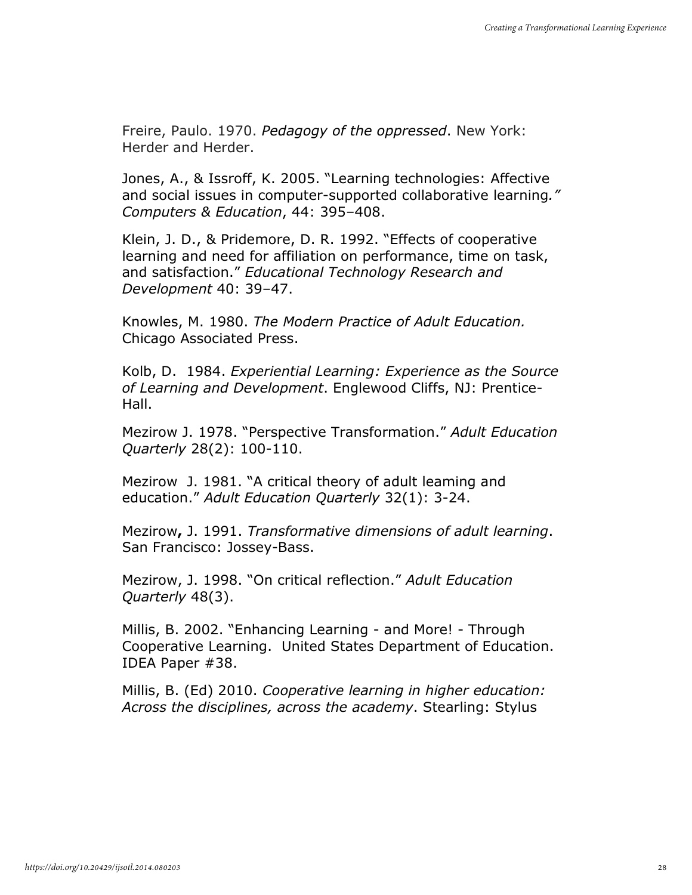Freire, Paulo. 1970. *Pedagogy of the oppressed*. New York: Herder and Herder.

Jones, A., & Issroff, K. 2005. "Learning technologies: Affective and social issues in computer-supported collaborative learning*."* *Computers & Education*, 44: 395–408.

Klein, J. D., & Pridemore, D. R. 1992. "Effects of cooperative learning and need for affiliation on performance, time on task, and satisfaction." *Educational Technology Research and Development* 40: 39–47.

Knowles, M. 1980. *The Modern Practice of Adult Education.* Chicago Associated Press.

Kolb, D. 1984. *Experiential Learning: Experience as the Source of Learning and Development*. Englewood Cliffs, NJ: Prentice-Hall.

Mezirow J. 1978. "Perspective Transformation." *Adult Education Quarterly* 28(2): 100-110.

Mezirow J. 1981. "A critical theory of adult leaming and education." *Adult Education Quarterly* 32(1): 3-24.

Mezirow**,** J. 1991. *Transformative dimensions of adult learning*. San Francisco: Jossey-Bass.

Mezirow, J. 1998. "On critical reflection." *Adult Education Quarterly* 48(3).

Millis, B. 2002. "Enhancing Learning - and More! - Through Cooperative Learning. United States Department of Education. IDEA Paper #38.

Millis, B. (Ed) 2010. *Cooperative learning in higher education: Across the disciplines, across the academy*. Stearling: Stylus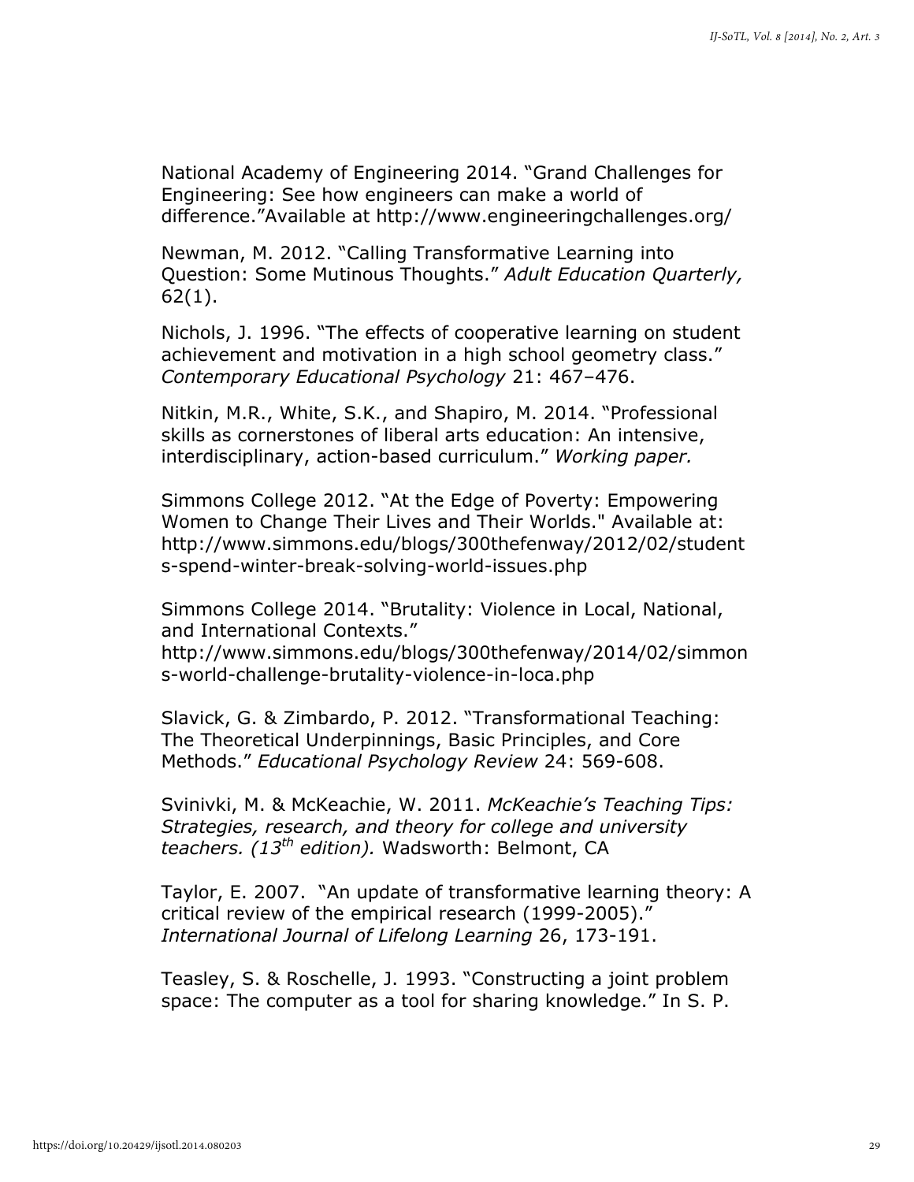National Academy of Engineering 2014. "Grand Challenges for Engineering: See how engineers can make a world of difference."Available at http://www.engineeringchallenges.org/

Newman, M. 2012. "Calling Transformative Learning into Question: Some Mutinous Thoughts." *Adult Education Quarterly,* 62(1).

Nichols, J. 1996. "The effects of cooperative learning on student achievement and motivation in a high school geometry class." *Contemporary Educational Psychology* 21: 467–476.

Nitkin, M.R., White, S.K., and Shapiro, M. 2014. "Professional skills as cornerstones of liberal arts education: An intensive, interdisciplinary, action-based curriculum." *Working paper.*

Simmons College 2012. "At the Edge of Poverty: Empowering Women to Change Their Lives and Their Worlds." Available at: http://www.simmons.edu/blogs/300thefenway/2012/02/students-spend-winter-break-solving-world-issues.php

Simmons College 2014. "Brutality: Violence in Local, National, and International Contexts." http://www.simmons.edu/blogs/300thefenway/2014/02/simmons-world-challenge-brutality-violence-in-loca.php

Slavick, G. & Zimbardo, P. 2012. "Transformational Teaching: The Theoretical Underpinnings, Basic Principles, and Core Methods." *Educational Psychology Review* 24: 569-608.

Svinivki, M. & McKeachie, W. 2011. *McKeachie's Teaching Tips: Strategies, research, and theory for college and university teachers. (13th edition).* Wadsworth: Belmont, CA

Taylor, E. 2007. "An update of transformative learning theory: A critical review of the empirical research (1999-2005)." *International Journal of Lifelong Learning* 26, 173-191.

Teasley, S. & Roschelle, J. 1993. "Constructing a joint problem space: The computer as a tool for sharing knowledge." In S. P.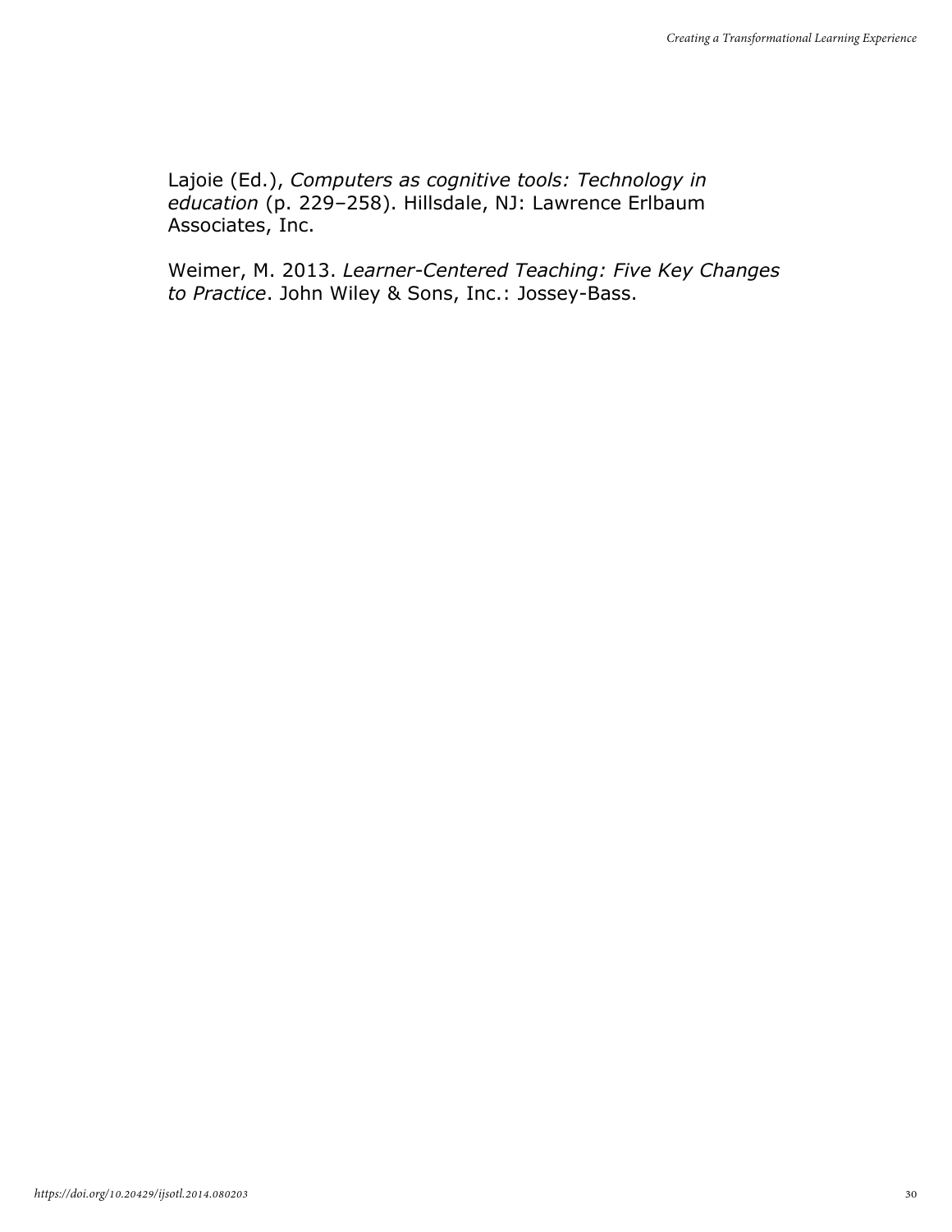Lajoie (Ed.), *Computers as cognitive tools: Technology in education* (p. 229–258). Hillsdale, NJ: Lawrence Erlbaum Associates, Inc.

Weimer, M. 2013. *Learner-Centered Teaching: Five Key Changes to Practice*. John Wiley & Sons, Inc.: Jossey-Bass.